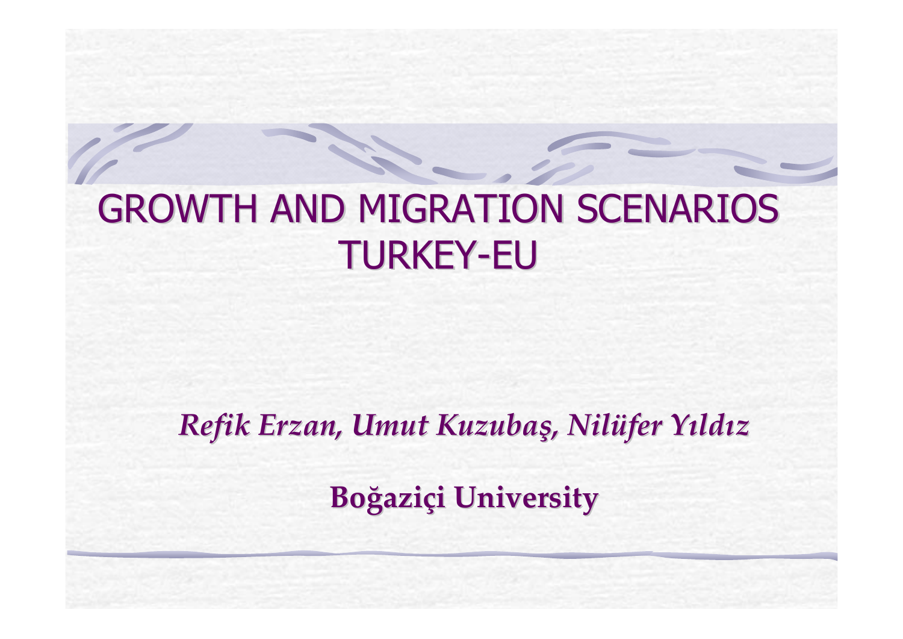# GROWTH AND MIGRATION SCENARIOS TURKEY-EU

***Refik Erzan, Umut Kuzubaş, Nilüfer Yıldız***

**Boğaziçi University**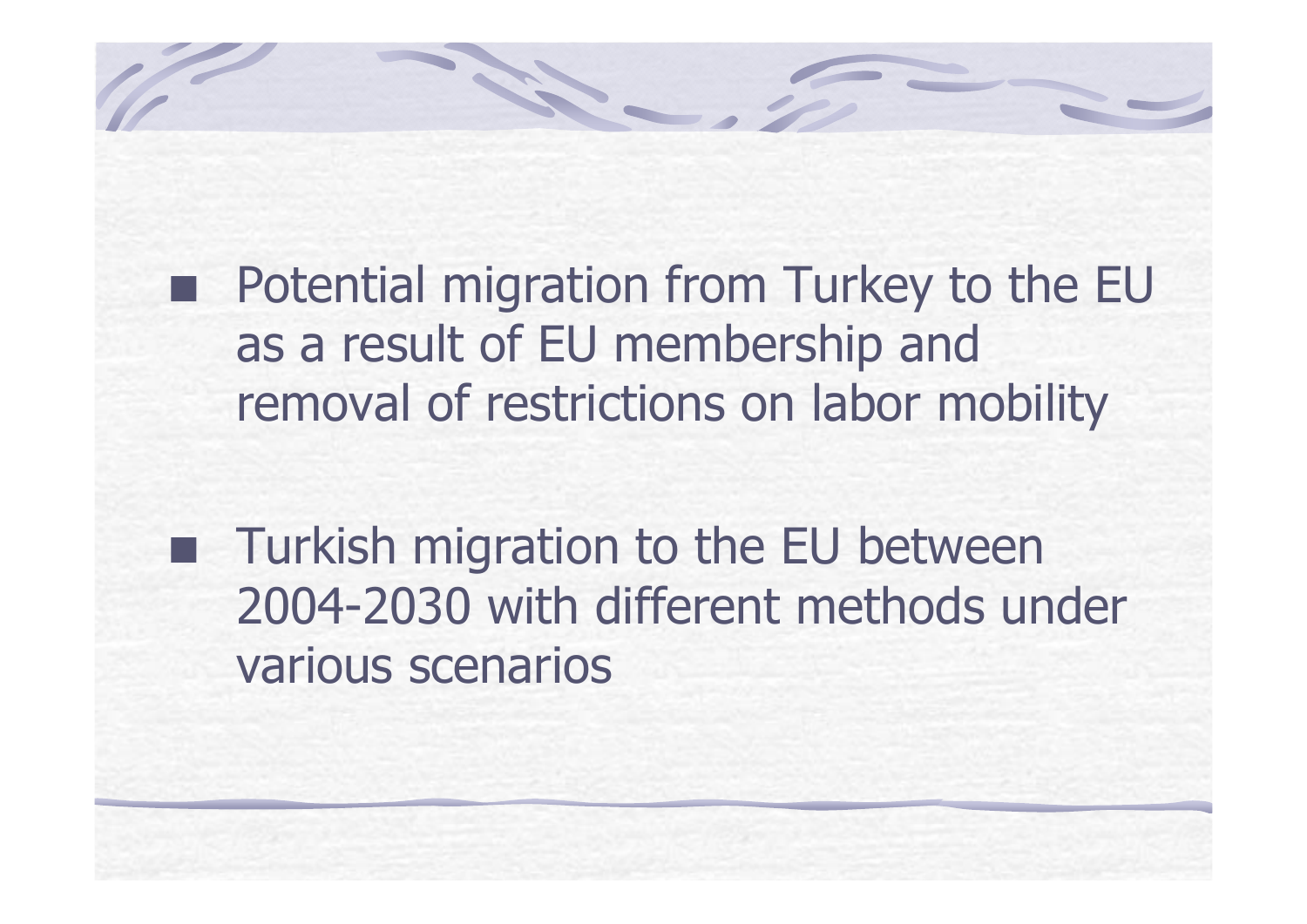- Potential migration from Turkey to the EU as a result of EU membership and removal of restrictions on labor mobility

- Turkish migration to the EU between 2004-2030 with different methods under various scenarios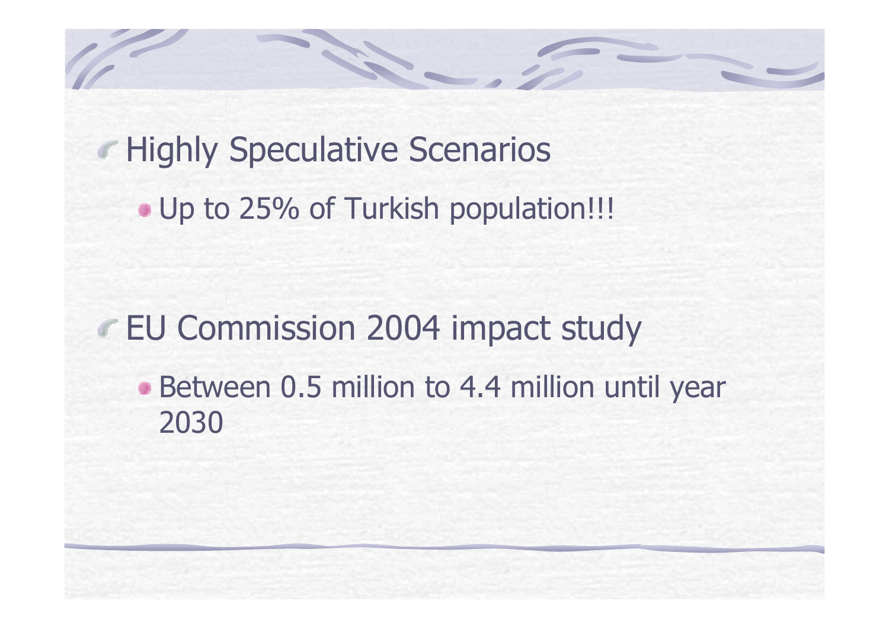- Highly Speculative Scenarios
  - Up to 25% of Turkish population!!!

- EU Commission 2004 impact study
  - Between 0.5 million to 4.4 million until year 2030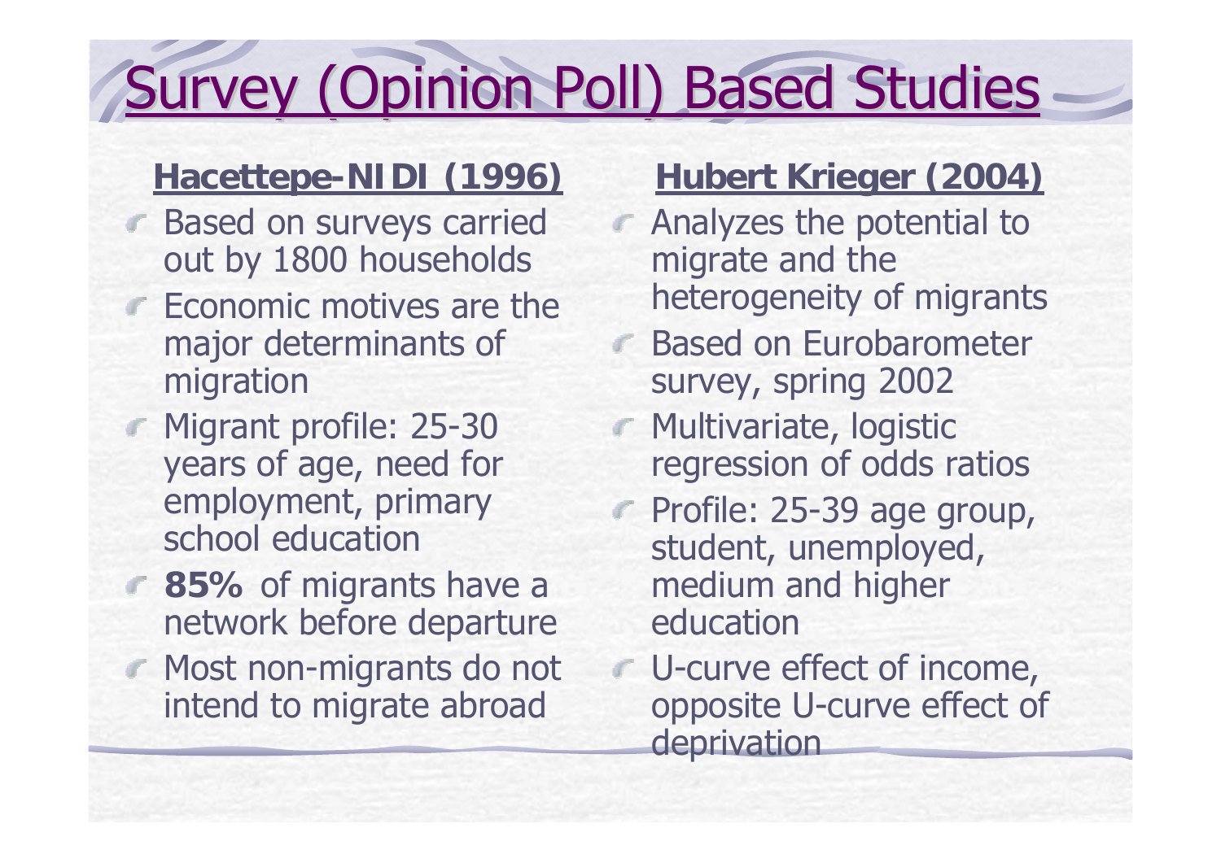# Survey (Opinion Poll) Based Studies

## Hacettepe-NIDI (1996)

- Based on surveys carried out by 1800 households
- Economic motives are the major determinants of migration
- Migrant profile: 25-30 years of age, need for employment, primary school education
- **85%** of migrants have a network before departure
- Most non-migrants do not intend to migrate abroad

## Hubert Krieger (2004)

- Analyzes the potential to migrate and the heterogeneity of migrants
- Based on Eurobarometer survey, spring 2002
- Multivariate, logistic regression of odds ratios
- Profile: 25-39 age group, student, unemployed, medium and higher education
- U-curve effect of income, opposite U-curve effect of deprivation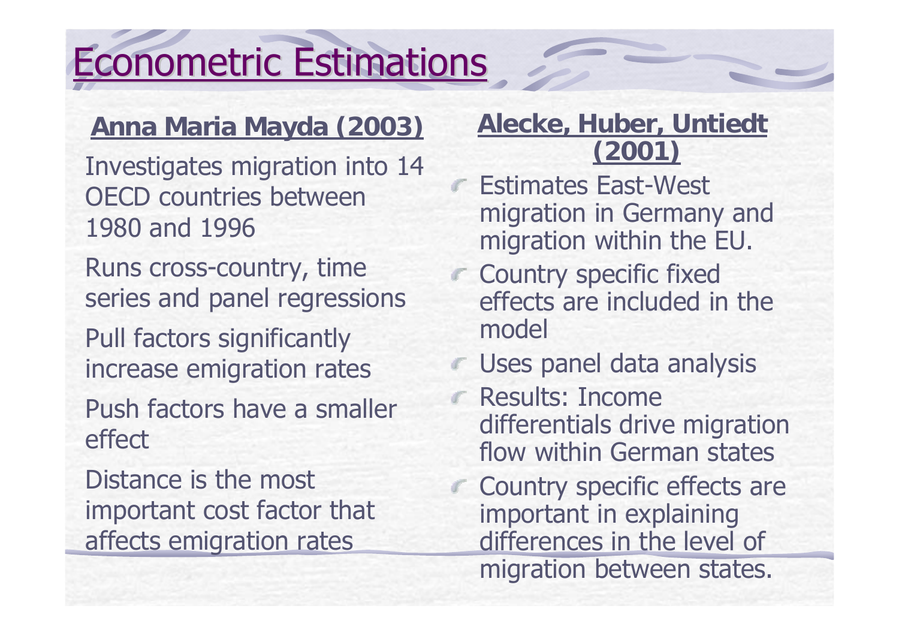# Econometric Estimations

## Anna Maria Mayda (2003)

Investigates migration into 14 OECD countries between 1980 and 1996

Runs cross-country, time series and panel regressions

Pull factors significantly increase emigration rates

Push factors have a smaller effect

Distance is the most important cost factor that affects emigration rates

## Alecke, Huber, Untiedt (2001)

- Estimates East-West migration in Germany and migration within the EU.
- Country specific fixed effects are included in the model
- Uses panel data analysis
- Results: Income differentials drive migration flow within German states
- Country specific effects are important in explaining differences in the level of migration between states.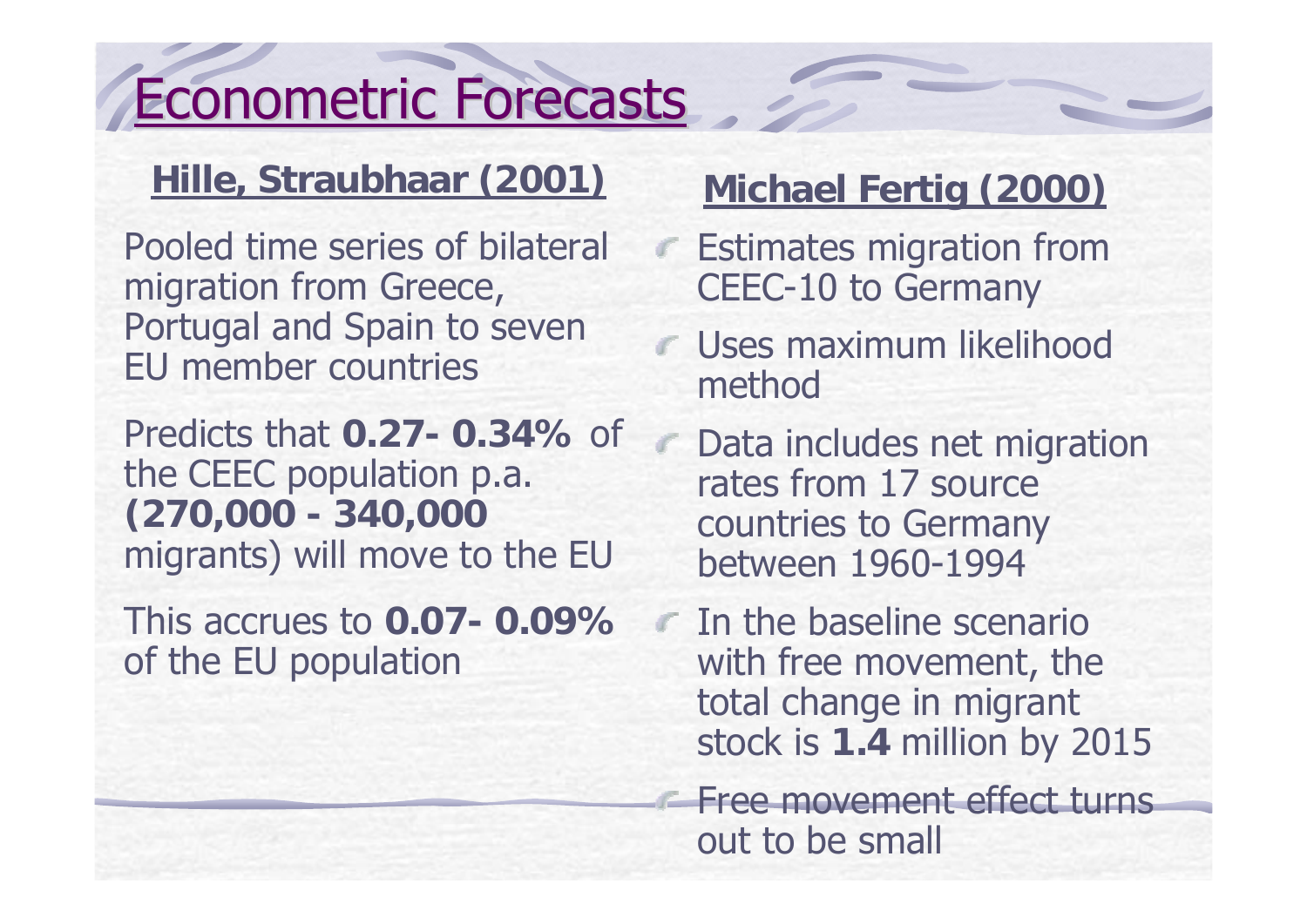# Econometric Forecasts

## Hille, Straubhaar (2001)

Pooled time series of bilateral migration from Greece, Portugal and Spain to seven EU member countries

Predicts that **0.27- 0.34%** of the CEEC population p.a. **(270,000 - 340,000** migrants) will move to the EU

This accrues to **0.07- 0.09%** of the EU population

## Michael Fertig (2000)

- Estimates migration from CEEC-10 to Germany
- Uses maximum likelihood method
- Data includes net migration rates from 17 source countries to Germany between 1960-1994
- In the baseline scenario with free movement, the total change in migrant stock is **1.4** million by 2015
- Free movement effect turns out to be small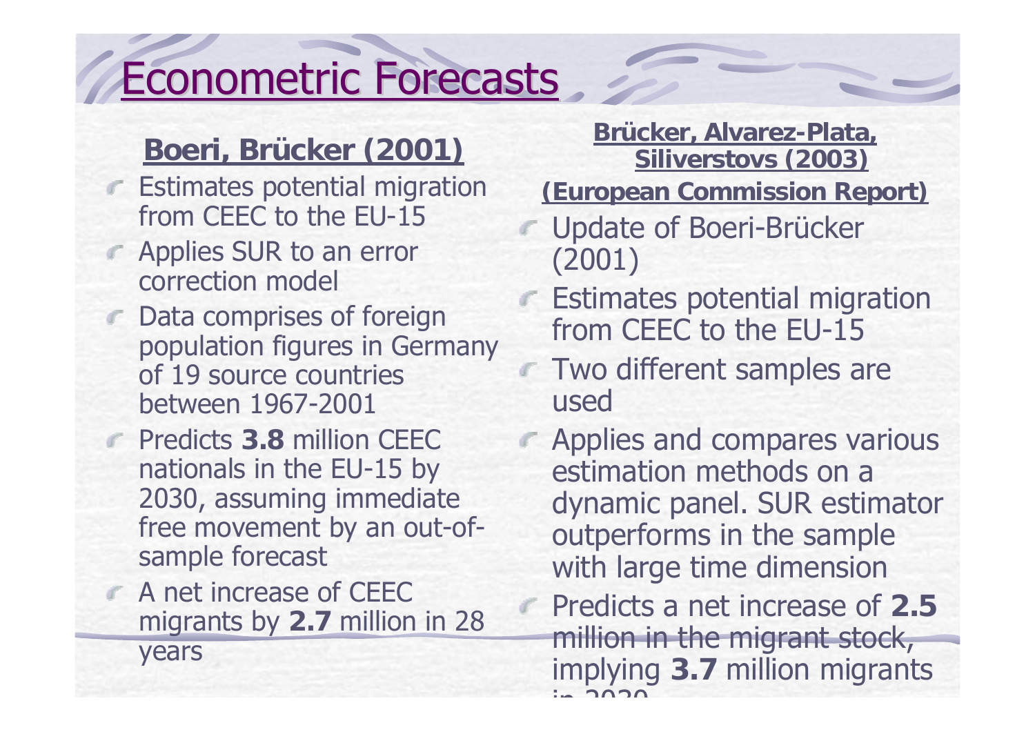# Econometric Forecasts

## Boeri, Brücker (2001)

- Estimates potential migration from CEEC to the EU-15
- Applies SUR to an error correction model
- Data comprises of foreign population figures in Germany of 19 source countries between 1967-2001
- Predicts **3.8** million CEEC nationals in the EU-15 by 2030, assuming immediate free movement by an out-of-sample forecast
- A net increase of CEEC migrants by **2.7** million in 28 years

## Brücker, Alvarez-Plata, Siliverstovs (2003) (European Commission Report)

- Update of Boeri-Brücker (2001)
- Estimates potential migration from CEEC to the EU-15
- Two different samples are used
- Applies and compares various estimation methods on a dynamic panel. SUR estimator outperforms in the sample with large time dimension
- Predicts a net increase of **2.5** million in the migrant stock, implying **3.7** million migrants in 2030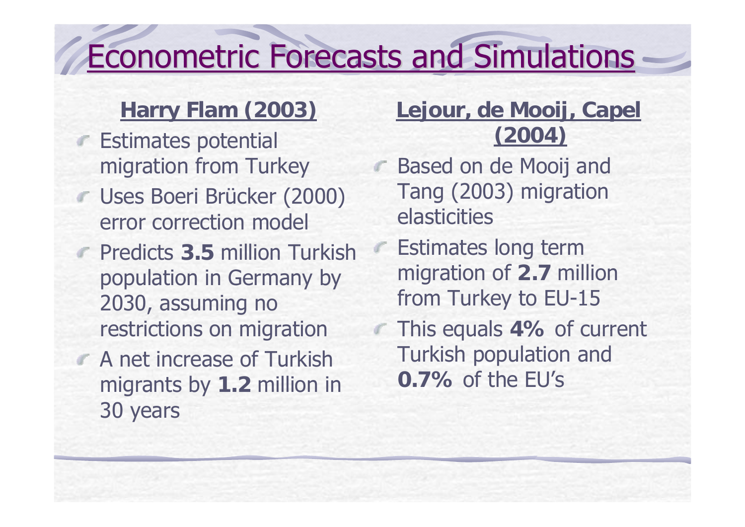# Econometric Forecasts and Simulations

### Harry Flam (2003)

- Estimates potential migration from Turkey
- Uses Boeri Brücker (2000) error correction model
- Predicts **3.5** million Turkish population in Germany by 2030, assuming no restrictions on migration
- A net increase of Turkish migrants by **1.2** million in 30 years

### Lejour, de Mooij, Capel (2004)

- Based on de Mooij and Tang (2003) migration elasticities
- Estimates long term migration of **2.7** million from Turkey to EU-15
- This equals **4%** of current Turkish population and **0.7%** of the EU's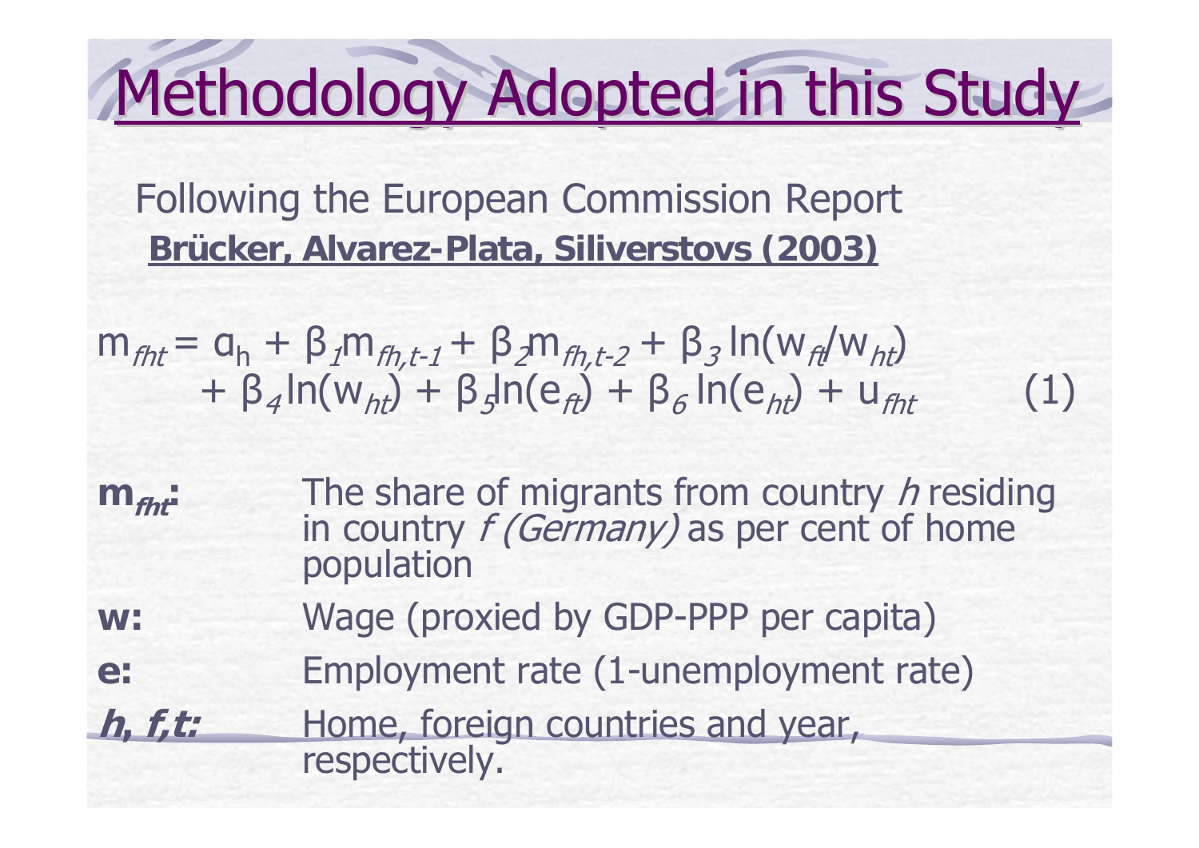# Methodology Adopted in this Study

Following the European Commission Report **Brücker, Alvarez-Plata, Siliverstovs (2003)**

$$m_{fht} = \alpha_h + \beta_1 m_{fh,t-1} + \beta_2 m_{fh,t-2} + \beta_3 \ln(w_{ft}/w_{ht}) + \beta_4 \ln(w_{ht}) + \beta_5 \ln(e_{ft}) + \beta_6 \ln(e_{ht}) + u_{fht} \qquad (1)$$

**$m_{fht}$:** The share of migrants from country *h* residing in country *f (Germany)* as per cent of home population

**w:** Wage (proxied by GDP-PPP per capita)

**e:** Employment rate (1-unemployment rate)

***h, f,t:*** Home, foreign countries and year, respectively.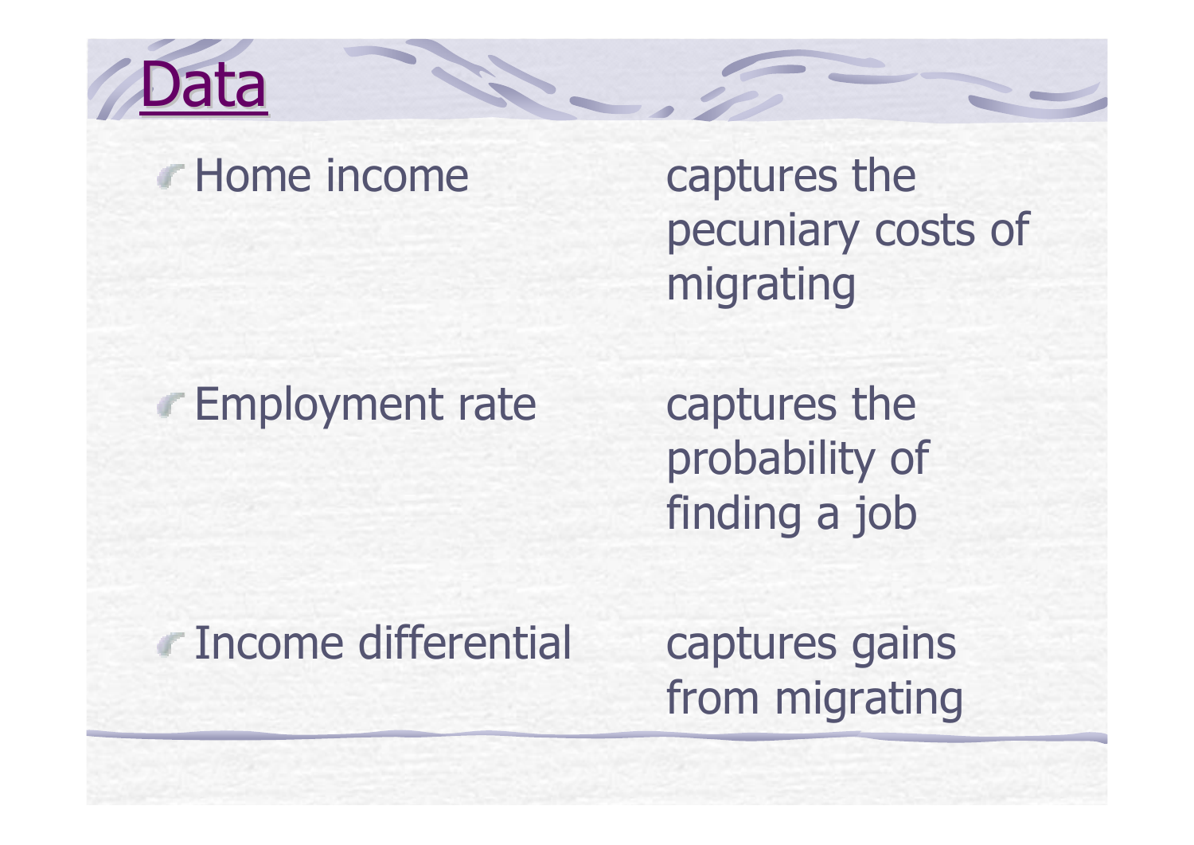# Data

- Home income — captures the pecuniary costs of migrating
- Employment rate — captures the probability of finding a job
- Income differential — captures gains from migrating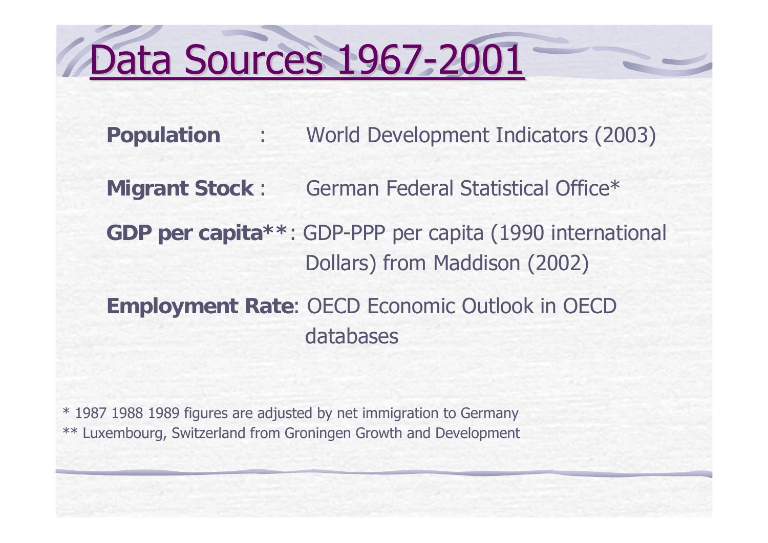# Data Sources 1967-2001

**Population** : World Development Indicators (2003)

**Migrant Stock** : German Federal Statistical Office*

**GDP per capita****: GDP-PPP per capita (1990 international Dollars) from Maddison (2002)

**Employment Rate**: OECD Economic Outlook in OECD databases

* 1987 1988 1989 figures are adjusted by net immigration to Germany
** Luxembourg, Switzerland from Groningen Growth and Development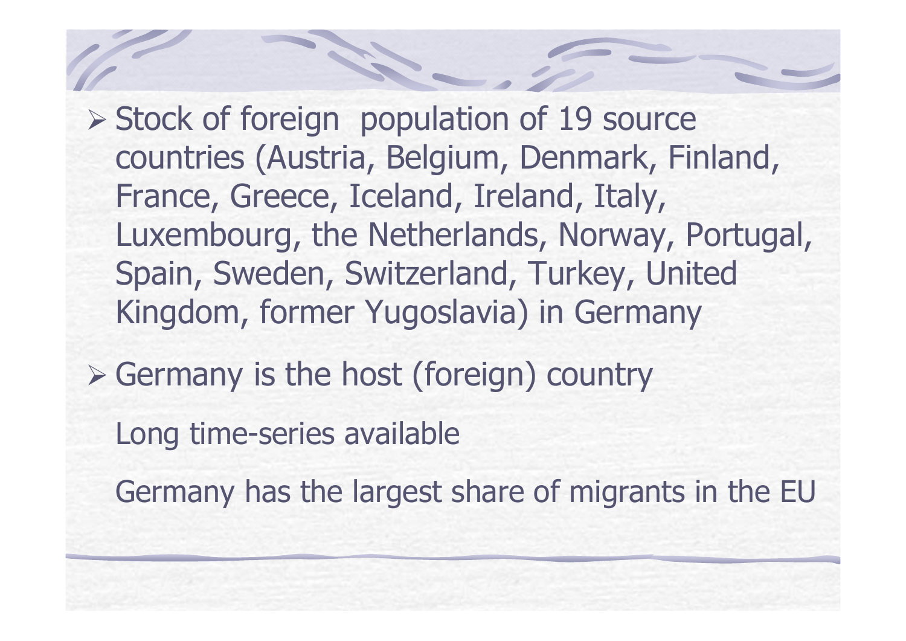- Stock of foreign  population of 19 source countries (Austria, Belgium, Denmark, Finland, France, Greece, Iceland, Ireland, Italy, Luxembourg, the Netherlands, Norway, Portugal, Spain, Sweden, Switzerland, Turkey, United Kingdom, former Yugoslavia) in Germany
- Germany is the host (foreign) country

  Long time-series available

  Germany has the largest share of migrants in the EU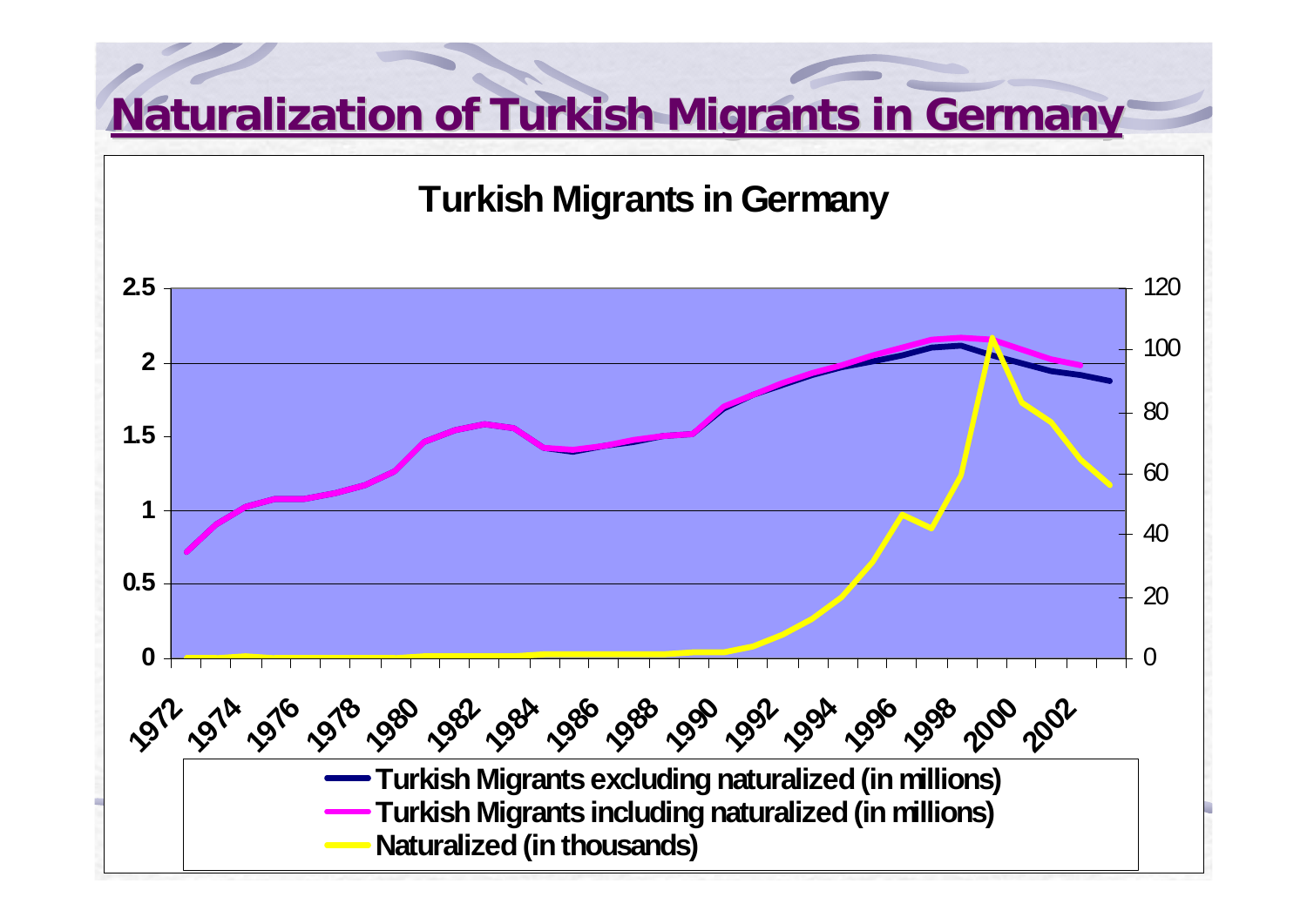# Naturalization of Turkish Migrants in Germany

**Turkish Migrants in Germany**

Left axis: 0, 0.5, 1, 1.5, 2, 2.5

Right axis: 0, 20, 40, 60, 80, 100, 120

Years: 1972, 1974, 1976, 1978, 1980, 1982, 1984, 1986, 1988, 1990, 1992, 1994, 1996, 1998, 2000, 2002

- **Turkish Migrants excluding naturalized (in millions)**
- **Turkish Migrants including naturalized (in millions)**
- **Naturalized (in thousands)**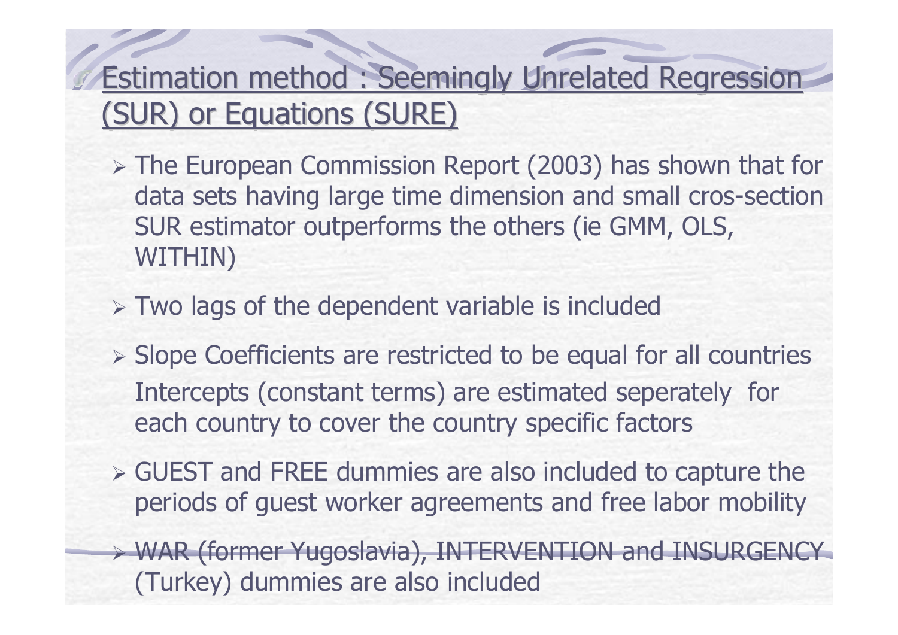## Estimation method : Seemingly Unrelated Regression (SUR) or Equations (SURE)

- The European Commission Report (2003) has shown that for data sets having large time dimension and small cros-section SUR estimator outperforms the others (ie GMM, OLS, WITHIN)
- Two lags of the dependent variable is included
- Slope Coefficients are restricted to be equal for all countries Intercepts (constant terms) are estimated seperately for each country to cover the country specific factors
- GUEST and FREE dummies are also included to capture the periods of guest worker agreements and free labor mobility
- WAR (former Yugoslavia), INTERVENTION and INSURGENCY (Turkey) dummies are also included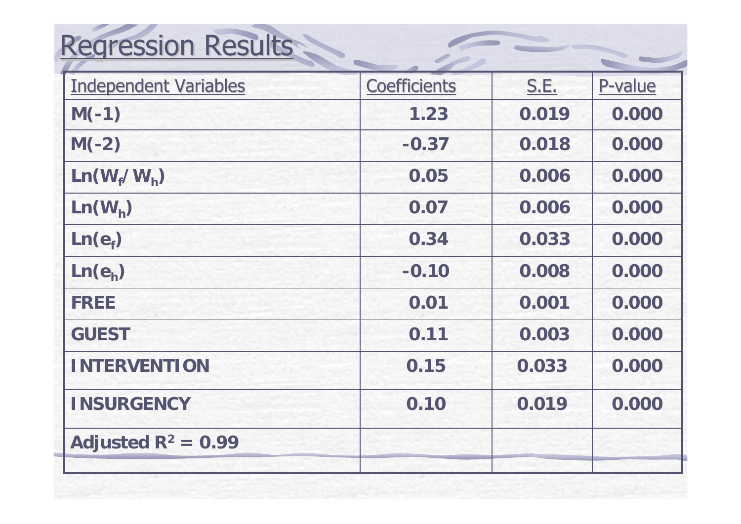# Regression Results

| Independent Variables | Coefficients | S.E. | P-value |
|---|---|---|---|
| **M(-1)** | **1.23** | **0.019** | **0.000** |
| **M(-2)** | **-0.37** | **0.018** | **0.000** |
| **$Ln(W_f/W_h)$** | **0.05** | **0.006** | **0.000** |
| **$Ln(W_h)$** | **0.07** | **0.006** | **0.000** |
| **$Ln(e_f)$** | **0.34** | **0.033** | **0.000** |
| **$Ln(e_h)$** | **-0.10** | **0.008** | **0.000** |
| **FREE** | **0.01** | **0.001** | **0.000** |
| **GUEST** | **0.11** | **0.003** | **0.000** |
| **INTERVENTION** | **0.15** | **0.033** | **0.000** |
| **INSURGENCY** | **0.10** | **0.019** | **0.000** |
| **Adjusted $R^2$ = 0.99** | | | |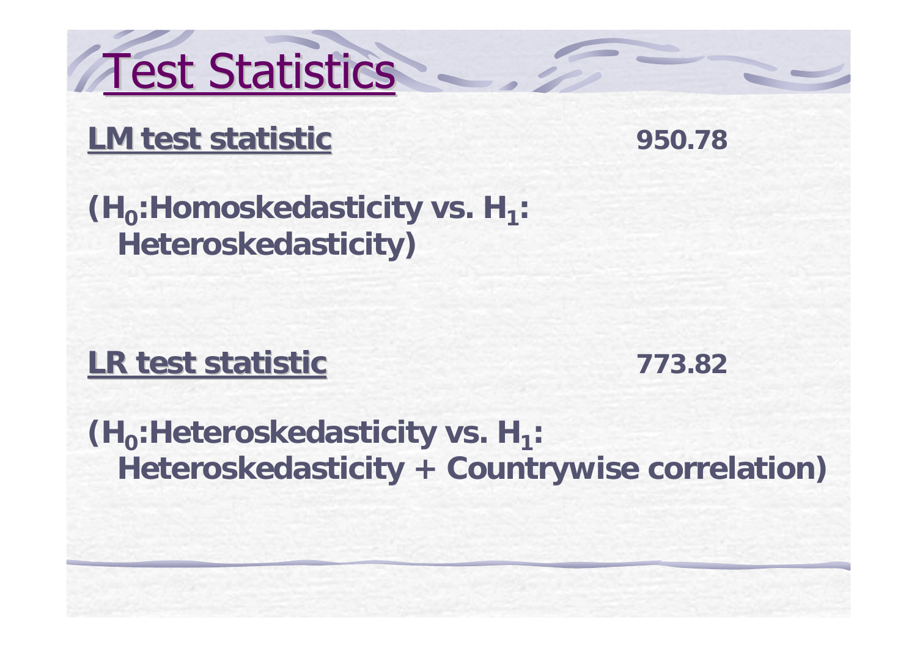# Test Statistics

**LM test statistic** **950.78**

**($H_0$:Homoskedasticity vs. $H_1$: Heteroskedasticity)**

**LR test statistic** **773.82**

**($H_0$:Heteroskedasticity vs. $H_1$: Heteroskedasticity + Countrywise correlation)**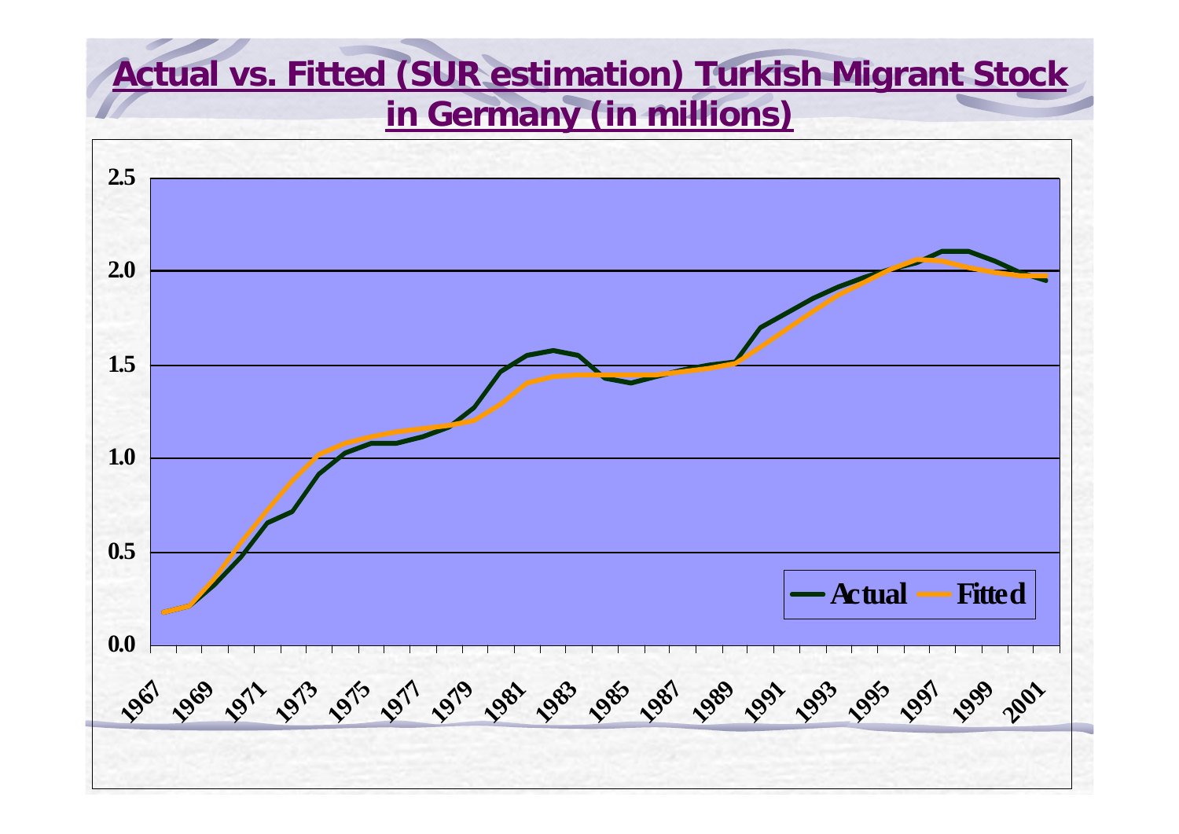# Actual vs. Fitted (SUR estimation) Turkish Migrant Stock in Germany (in millions)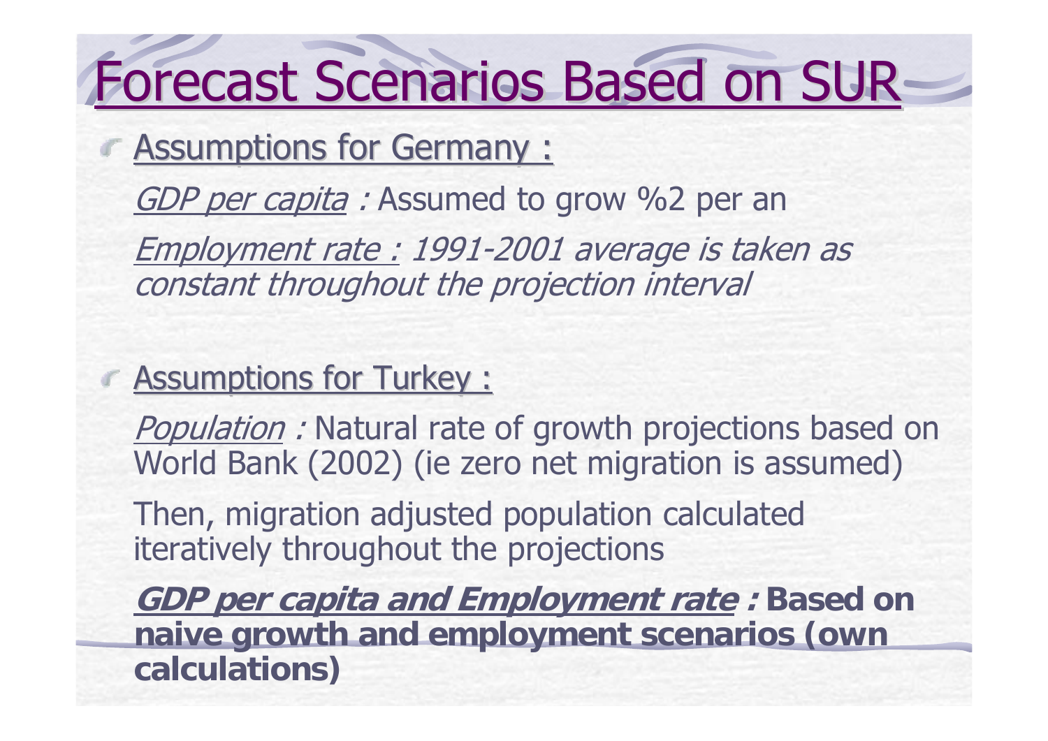# Forecast Scenarios Based on SUR

- Assumptions for Germany :

  *GDP per capita* : Assumed to grow %2 per an

  *Employment rate : 1991-2001 average is taken as constant throughout the projection interval*

- Assumptions for Turkey :

  *Population* : Natural rate of growth projections based on World Bank (2002) (ie zero net migration is assumed)

  Then, migration adjusted population calculated iteratively throughout the projections

  ***GDP per capita and Employment rate* : Based on naive growth and employment scenarios (own calculations)**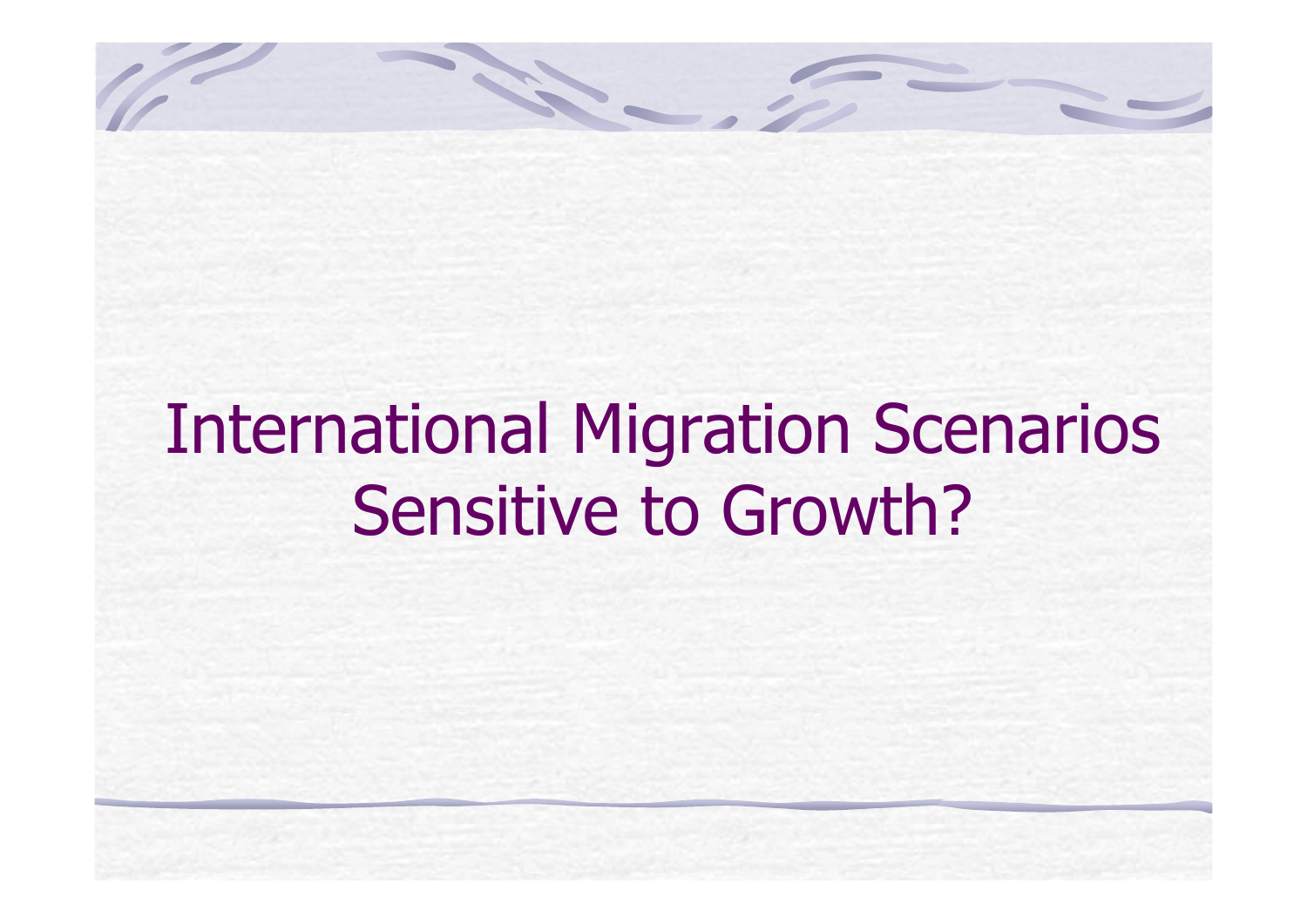# International Migration Scenarios Sensitive to Growth?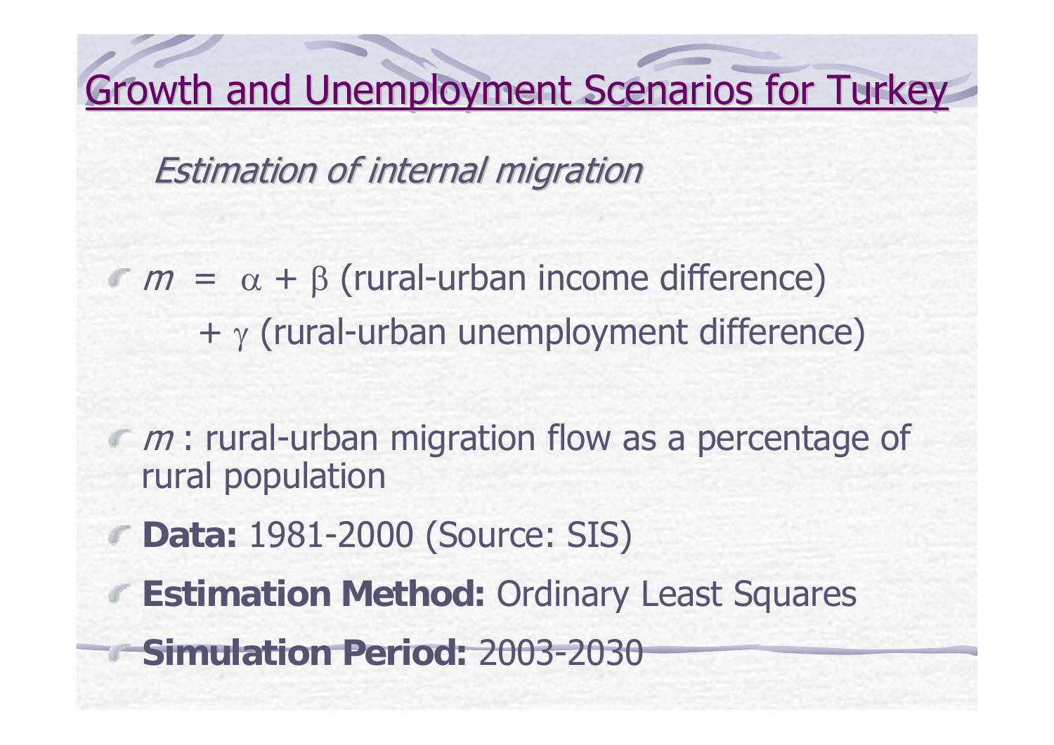# Growth and Unemployment Scenarios for Turkey

## *Estimation of internal migration*

- $m = \alpha + \beta$ (rural-urban income difference) $+ \gamma$ (rural-urban unemployment difference)

- $m$ : rural-urban migration flow as a percentage of rural population
- **Data:** 1981-2000 (Source: SIS)
- **Estimation Method:** Ordinary Least Squares
- **Simulation Period:** 2003-2030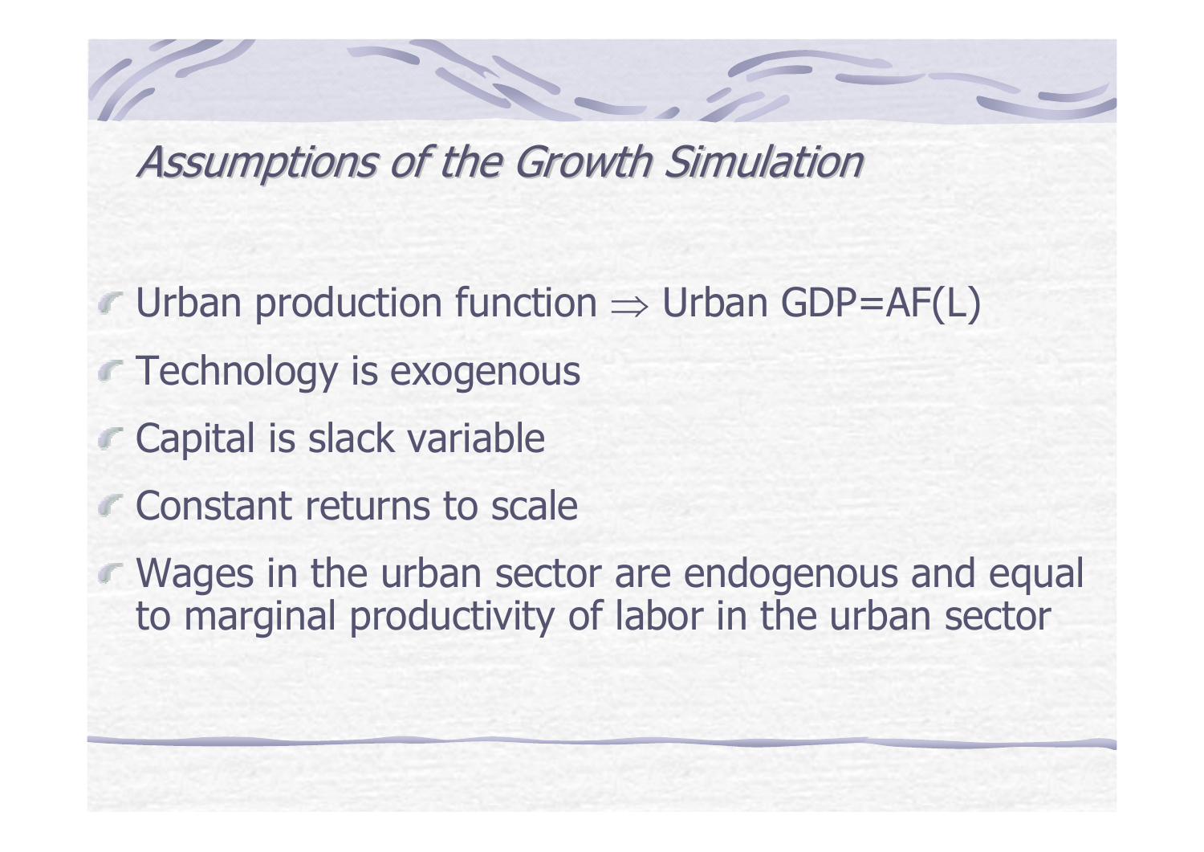## *Assumptions of the Growth Simulation*

- Urban production function $\Rightarrow$ Urban GDP=AF(L)
- Technology is exogenous
- Capital is slack variable
- Constant returns to scale
- Wages in the urban sector are endogenous and equal to marginal productivity of labor in the urban sector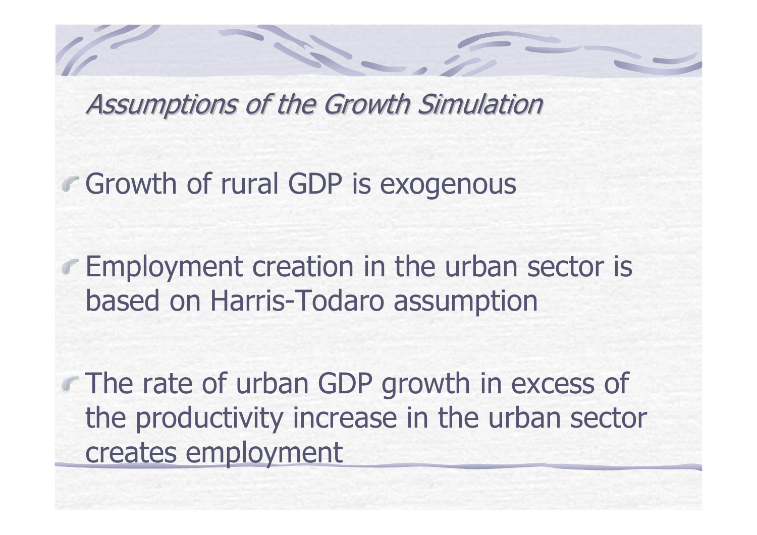## *Assumptions of the Growth Simulation*

- Growth of rural GDP is exogenous
- Employment creation in the urban sector is based on Harris-Todaro assumption
- The rate of urban GDP growth in excess of the productivity increase in the urban sector creates employment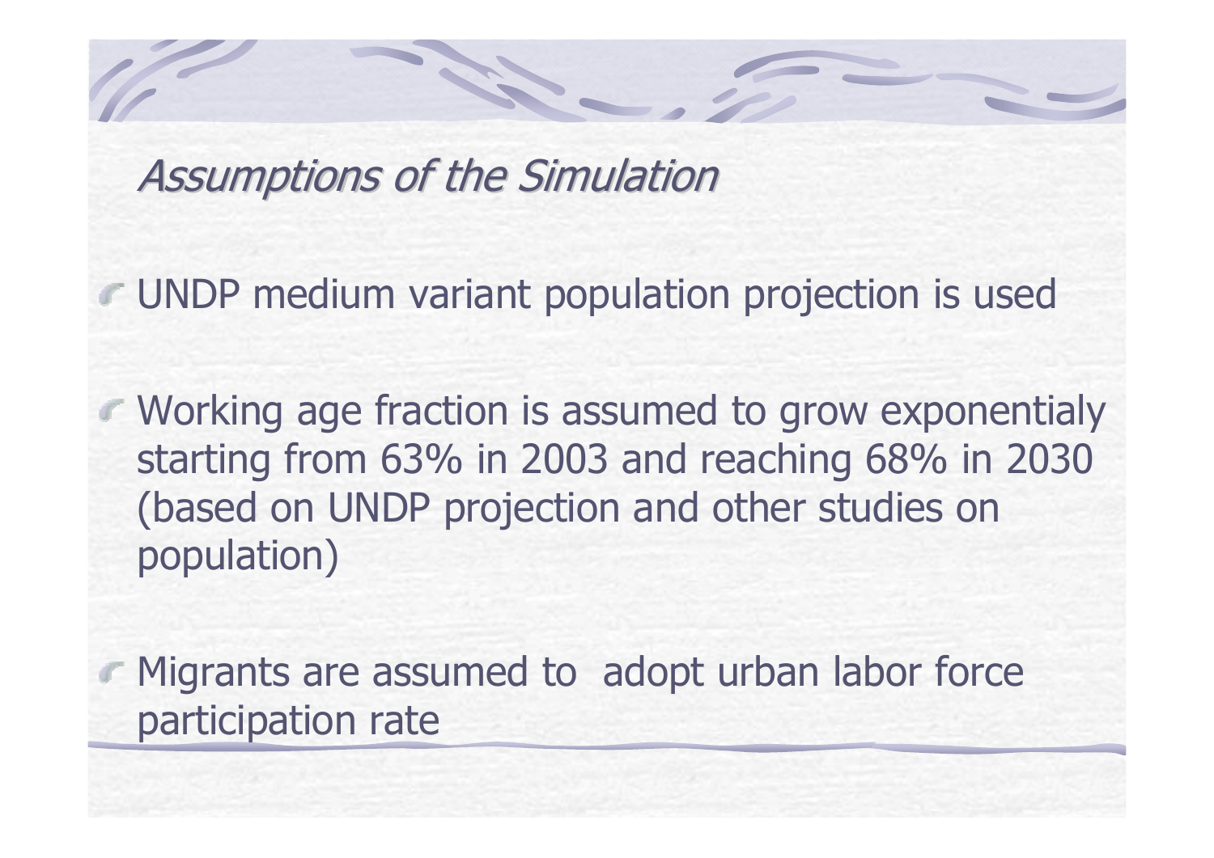## *Assumptions of the Simulation*

- UNDP medium variant population projection is used
- Working age fraction is assumed to grow exponentialy starting from 63% in 2003 and reaching 68% in 2030 (based on UNDP projection and other studies on population)
- Migrants are assumed to adopt urban labor force participation rate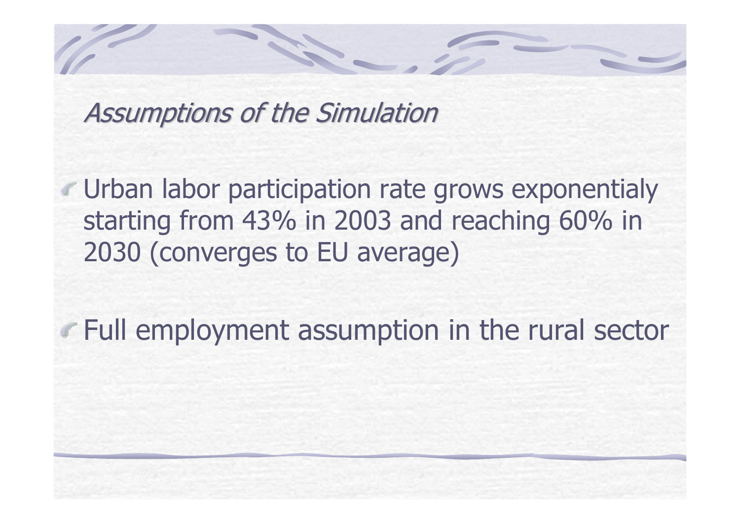## *Assumptions of the Simulation*

- Urban labor participation rate grows exponentialy starting from 43% in 2003 and reaching 60% in 2030 (converges to EU average)
- Full employment assumption in the rural sector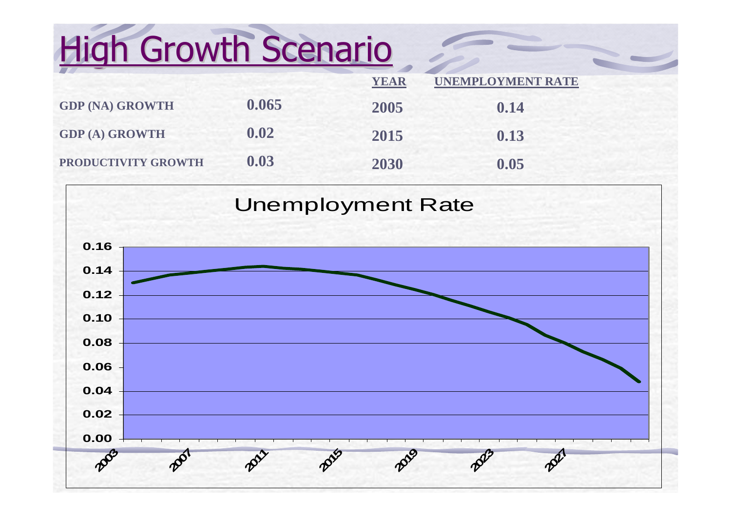# High Growth Scenario

| | | YEAR | UNEMPLOYMENT RATE |
|---|---|---|---|
| GDP (NA) GROWTH | 0.065 | 2005 | 0.14 |
| GDP (A) GROWTH | 0.02 | 2015 | 0.13 |
| PRODUCTIVITY GROWTH | 0.03 | 2030 | 0.05 |

Unemployment Rate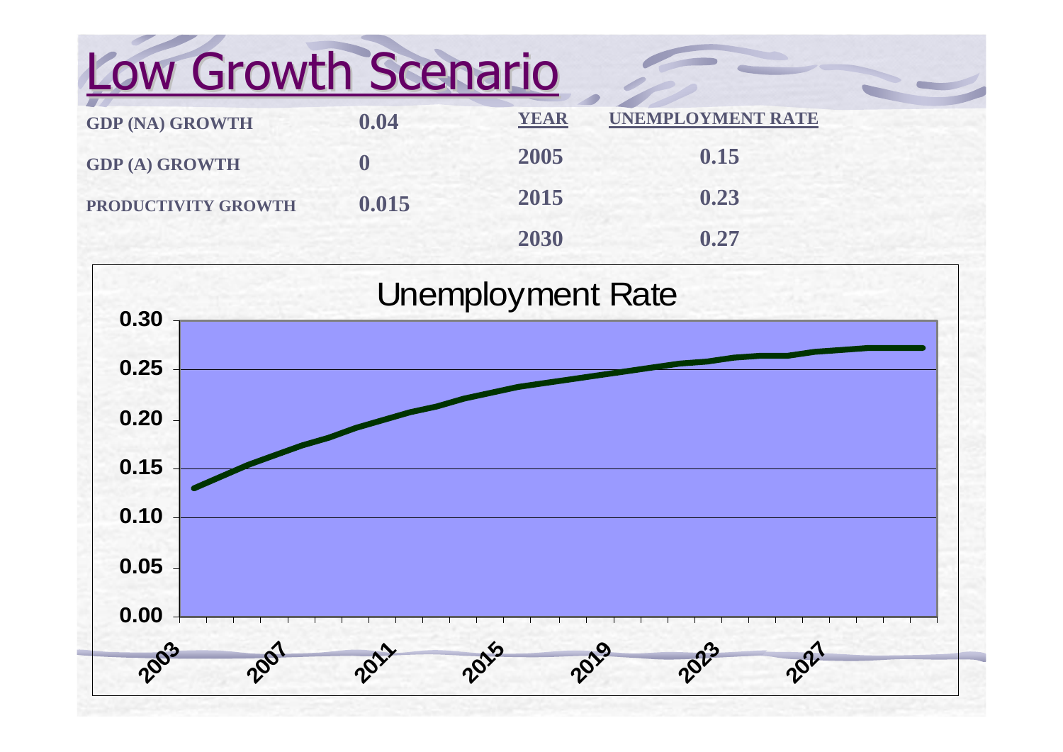# Low Growth Scenario

| | |
|---|---|
| GDP (NA) GROWTH | 0.04 |
| GDP (A) GROWTH | 0 |
| PRODUCTIVITY GROWTH | 0.015 |

| YEAR | UNEMPLOYMENT RATE |
|---|---|
| 2005 | 0.15 |
| 2015 | 0.23 |
| 2030 | 0.27 |

Unemployment Rate

0.30
0.25
0.20
0.15
0.10
0.05
0.00

2003 2007 2011 2015 2019 2023 2027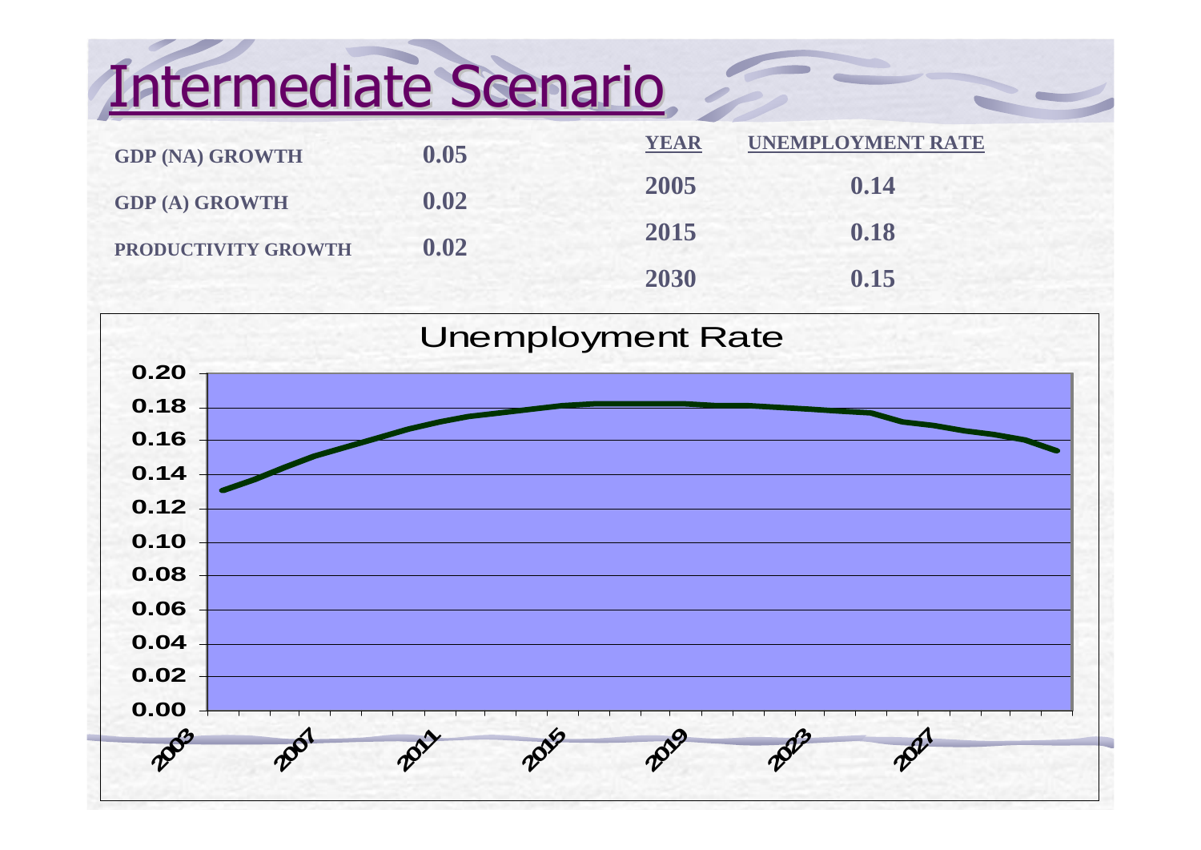# Intermediate Scenario

| | |
|---|---|
| GDP (NA) GROWTH | 0.05 |
| GDP (A) GROWTH | 0.02 |
| PRODUCTIVITY GROWTH | 0.02 |

| YEAR | UNEMPLOYMENT RATE |
|---|---|
| 2005 | 0.14 |
| 2015 | 0.18 |
| 2030 | 0.15 |

Unemployment Rate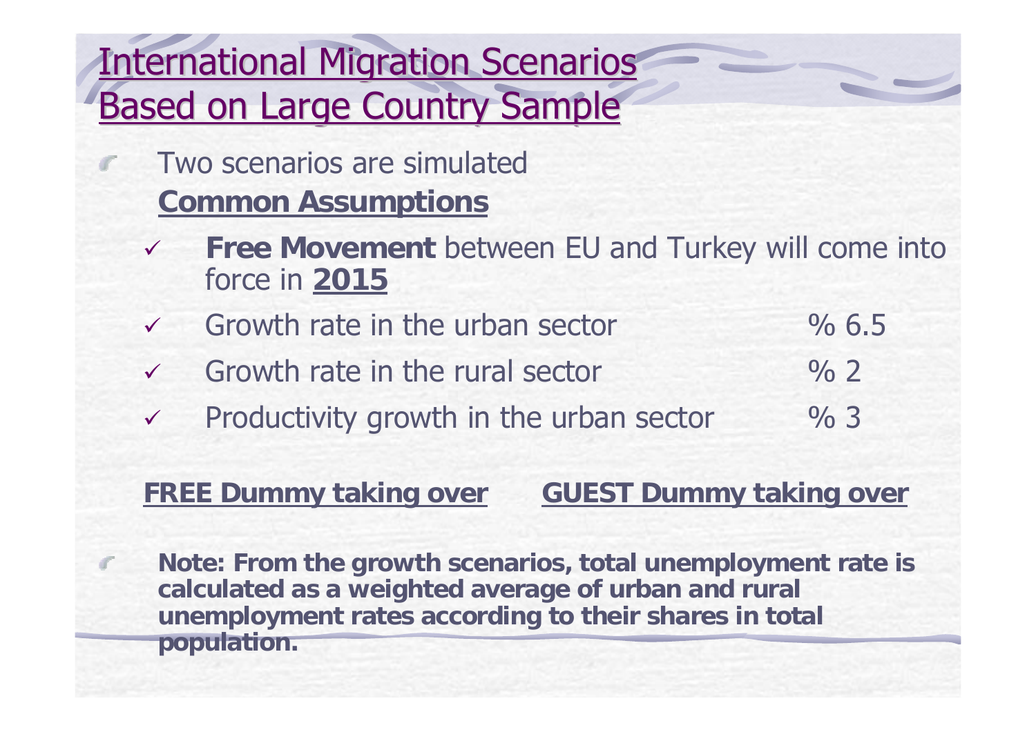# International Migration Scenarios Based on Large Country Sample

- Two scenarios are simulated

  **Common Assumptions**

  - ✓ **Free Movement** between EU and Turkey will come into force in **2015**
  - ✓ Growth rate in the urban sector % 6.5
  - ✓ Growth rate in the rural sector % 2
  - ✓ Productivity growth in the urban sector % 3

**FREE Dummy taking over** **GUEST Dummy taking over**

- **Note: From the growth scenarios, total unemployment rate is calculated as a weighted average of urban and rural unemployment rates according to their shares in total population.**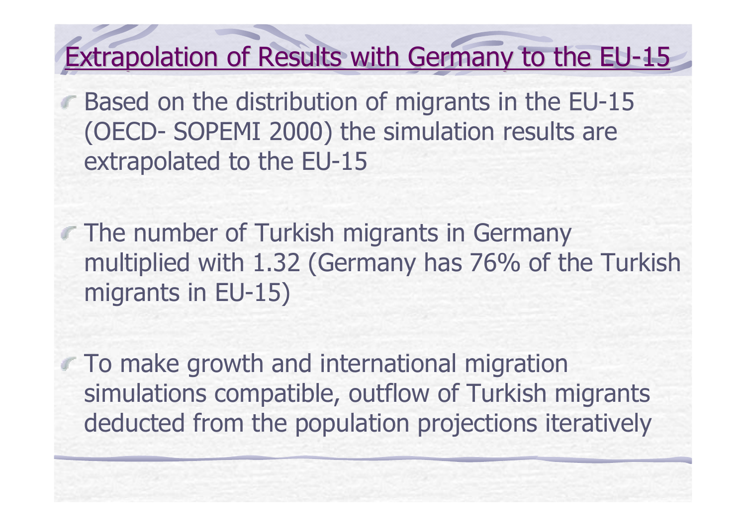# Extrapolation of Results with Germany to the EU-15

- Based on the distribution of migrants in the EU-15 (OECD- SOPEMI 2000) the simulation results are extrapolated to the EU-15
- The number of Turkish migrants in Germany multiplied with 1.32 (Germany has 76% of the Turkish migrants in EU-15)
- To make growth and international migration simulations compatible, outflow of Turkish migrants deducted from the population projections iteratively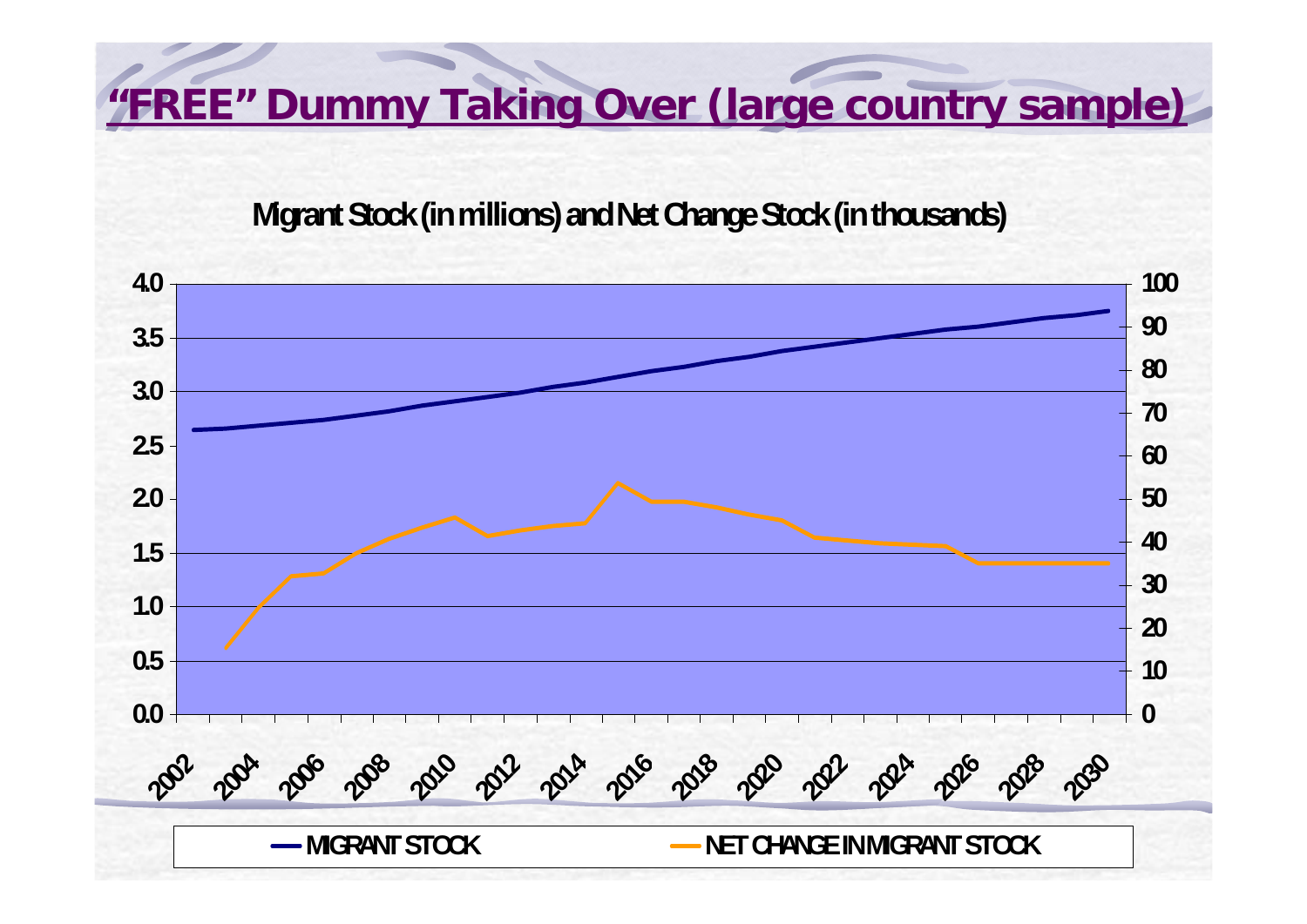# “FREE” Dummy Taking Over (large country sample)

**Migrant Stock (in millions) and Net Change Stock (in thousands)**

Left axis: 0.0, 0.5, 1.0, 1.5, 2.0, 2.5, 3.0, 3.5, 4.0

Right axis: 0, 10, 20, 30, 40, 50, 60, 70, 80, 90, 100

X axis: 2002, 2004, 2006, 2008, 2010, 2012, 2014, 2016, 2018, 2020, 2022, 2024, 2026, 2028, 2030

Legend: MIGRANT STOCK; NET CHANGE IN MIGRANT STOCK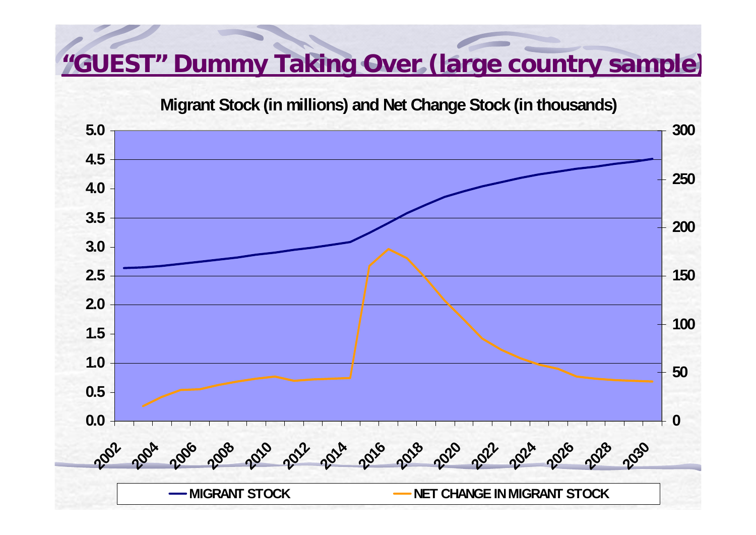# "GUEST" Dummy Taking Over (large country sample)

Migrant Stock (in millions) and Net Change Stock (in thousands)

MIGRANT STOCK — NET CHANGE IN MIGRANT STOCK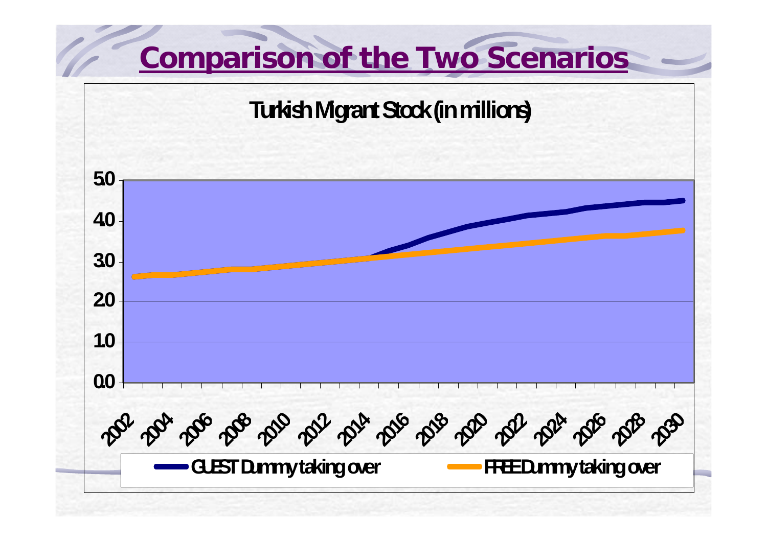# Comparison of the Two Scenarios

**Turkish Migrant Stock (in millions)**

5.0
4.0
3.0
2.0
1.0
0.0

2002 2004 2006 2008 2010 2012 2014 2016 2018 2020 2022 2024 2026 2028 2030

GUEST Dummy taking over — FREE Dummy taking over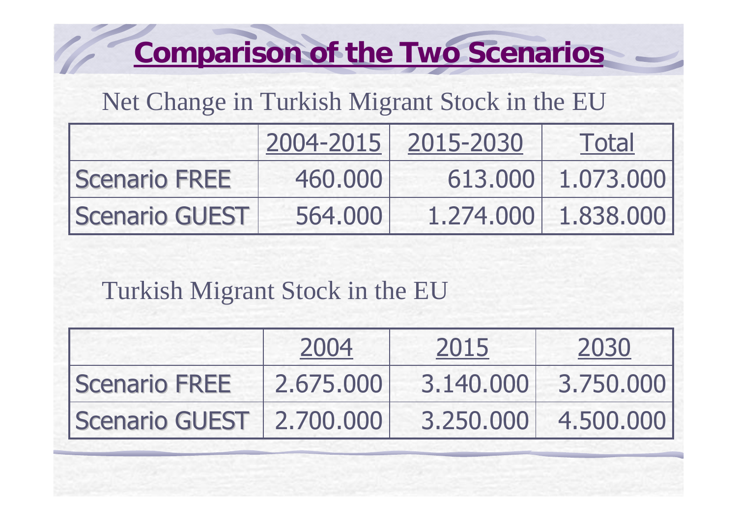# Comparison of the Two Scenarios

Net Change in Turkish Migrant Stock in the EU

| | 2004-2015 | 2015-2030 | Total |
|---|---|---|---|
| Scenario FREE | 460.000 | 613.000 | 1.073.000 |
| Scenario GUEST | 564.000 | 1.274.000 | 1.838.000 |

Turkish Migrant Stock in the EU

| | 2004 | 2015 | 2030 |
|---|---|---|---|
| Scenario FREE | 2.675.000 | 3.140.000 | 3.750.000 |
| Scenario GUEST | 2.700.000 | 3.250.000 | 4.500.000 |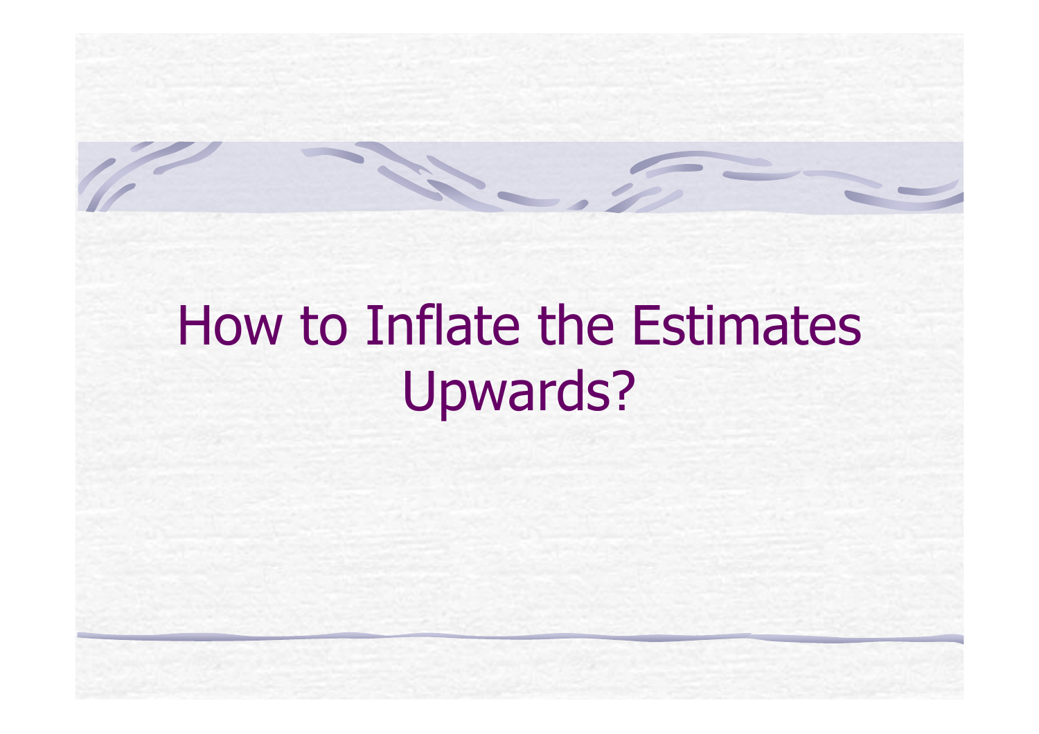# How to Inflate the Estimates Upwards?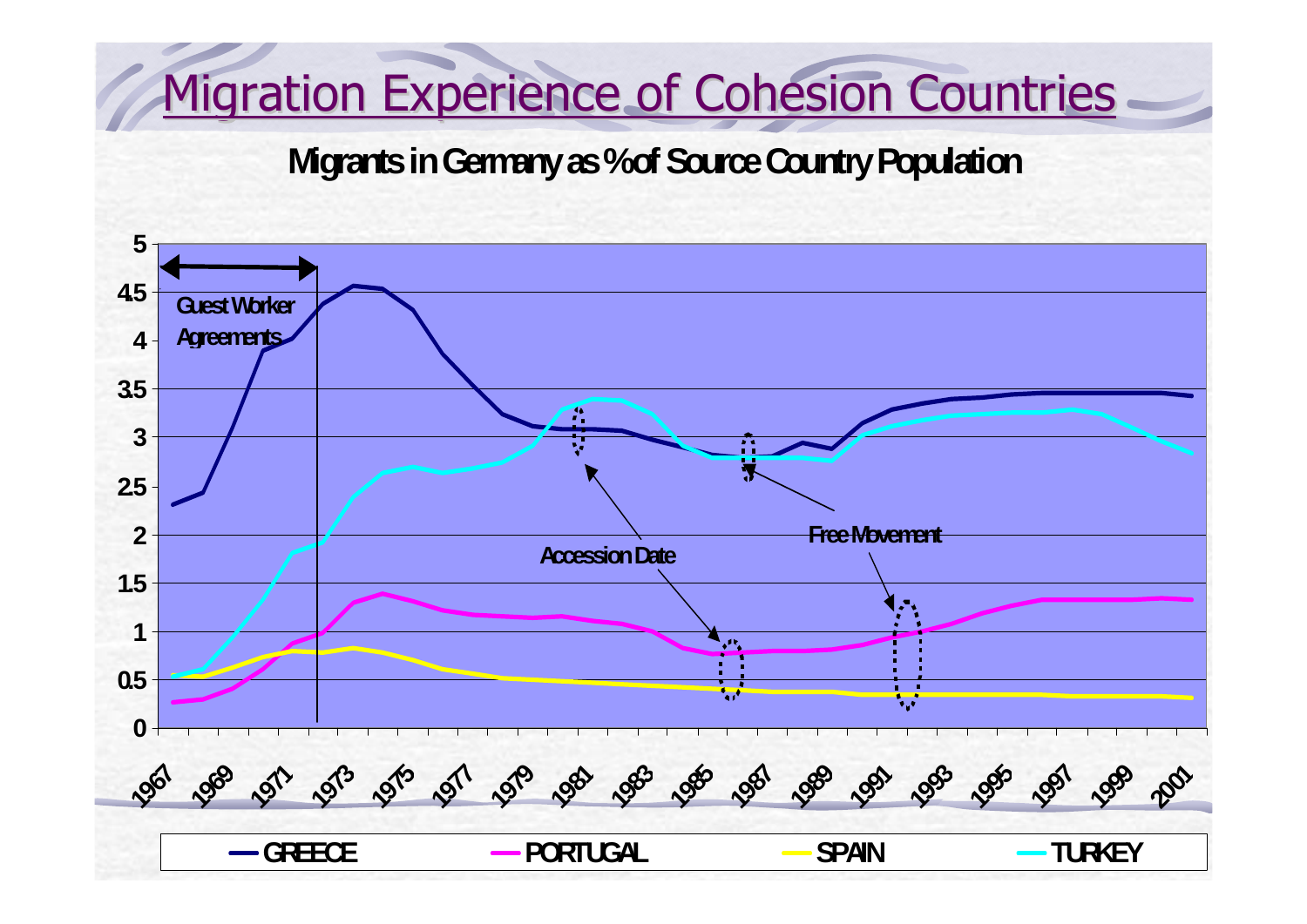# Migration Experience of Cohesion Countries

**Migrants in Germany as % of Source Country Population**

Guest Worker Agreements

Accession Date

Free Movement

GREECE PORTUGAL SPAIN TURKEY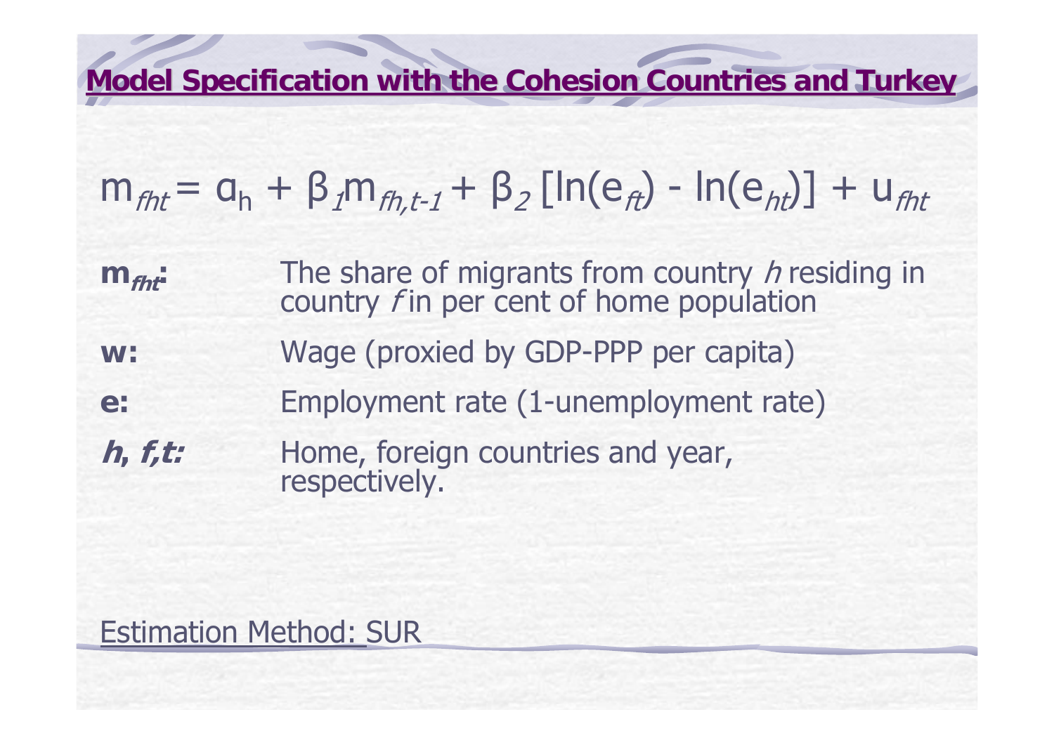## Model Specification with the Cohesion Countries and Turkey

$$m_{fht} = \alpha_h + \beta_1 m_{fh,t-1} + \beta_2 [\ln(e_{ft}) - \ln(e_{ht})] + u_{fht}$$

**$m_{fht}$:** The share of migrants from country *h* residing in country *f* in per cent of home population

**w:** Wage (proxied by GDP-PPP per capita)

**e:** Employment rate (1-unemployment rate)

***h*, *f*,*t*:** Home, foreign countries and year, respectively.

Estimation Method: SUR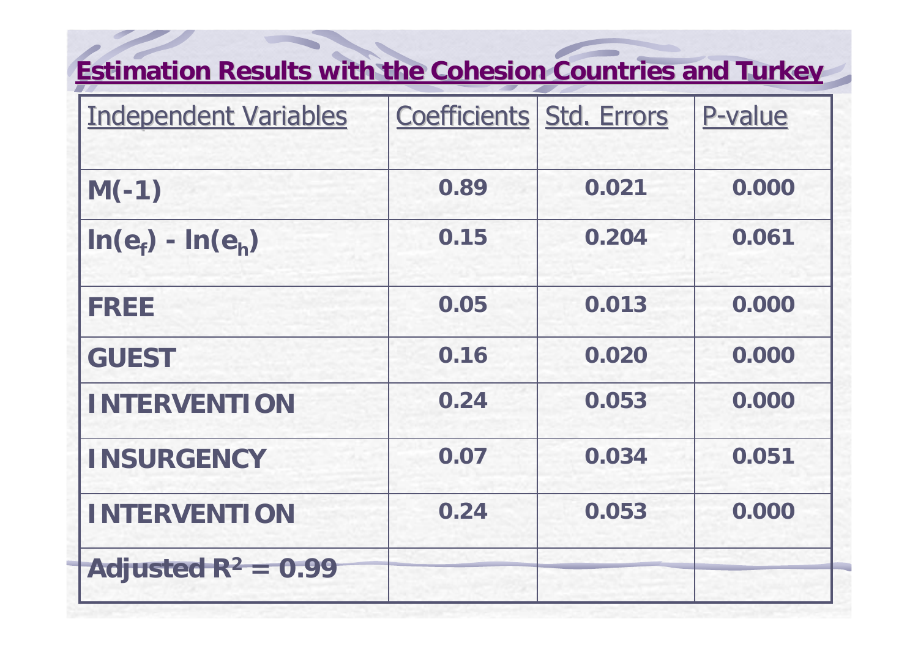## Estimation Results with the Cohesion Countries and Turkey

| Independent Variables | Coefficients | Std. Errors | P-value |
|---|---|---|---|
| **M(-1)** | **0.89** | **0.021** | **0.000** |
| **$\ln(e_f) - \ln(e_h)$** | **0.15** | **0.204** | **0.061** |
| **FREE** | **0.05** | **0.013** | **0.000** |
| **GUEST** | **0.16** | **0.020** | **0.000** |
| **INTERVENTION** | **0.24** | **0.053** | **0.000** |
| **INSURGENCY** | **0.07** | **0.034** | **0.051** |
| **INTERVENTION** | **0.24** | **0.053** | **0.000** |
| **Adjusted $R^2$ = 0.99** | | | |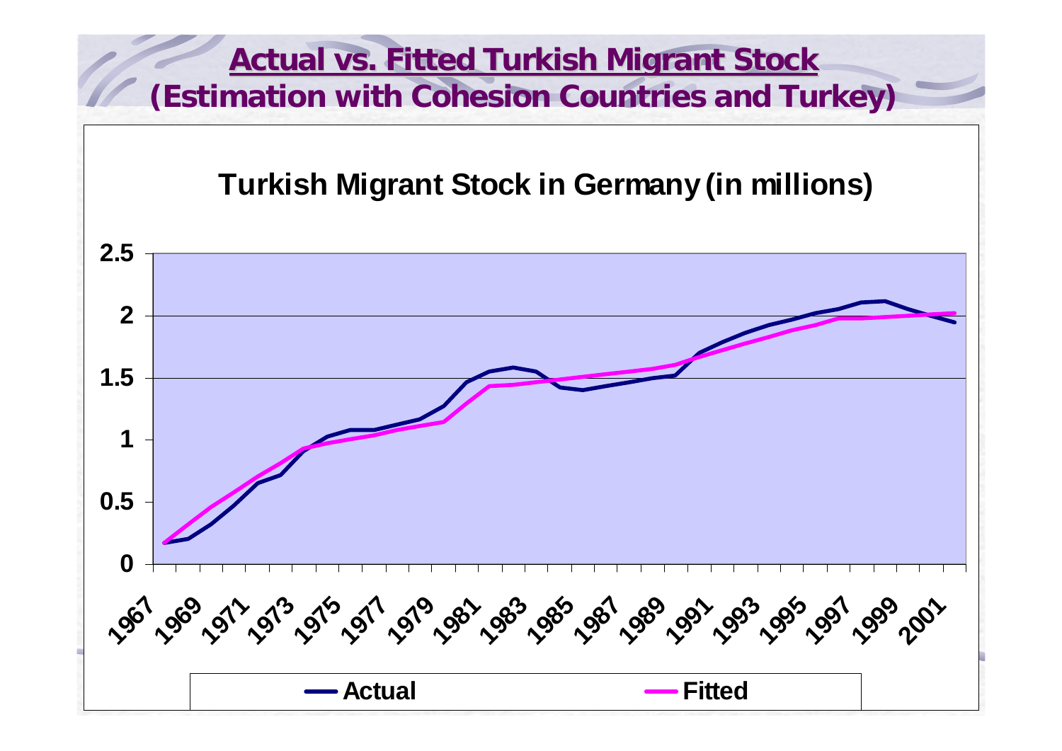# Actual vs. Fitted Turkish Migrant Stock
## (Estimation with Cohesion Countries and Turkey)

**Turkish Migrant Stock in Germany (in millions)**

Y-axis: 0, 0.5, 1, 1.5, 2, 2.5

X-axis: 1967, 1969, 1971, 1973, 1975, 1977, 1979, 1981, 1983, 1985, 1987, 1989, 1991, 1993, 1995, 1997, 1999, 2001

Legend: Actual, Fitted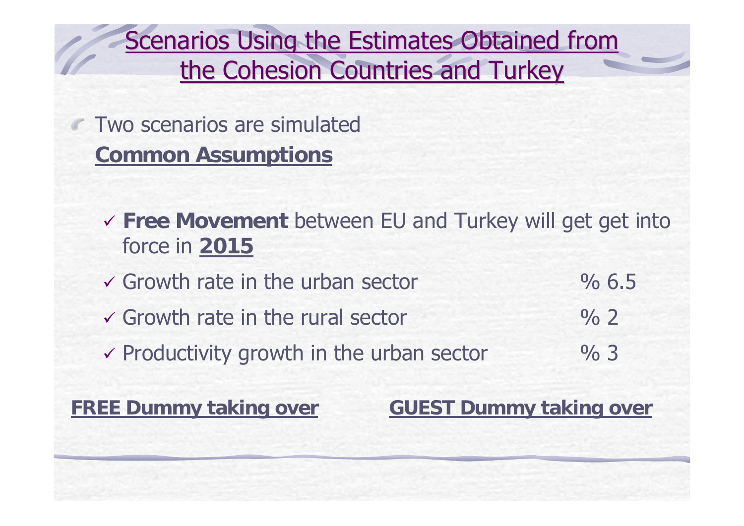# Scenarios Using the Estimates Obtained from the Cohesion Countries and Turkey

- Two scenarios are simulated

  **Common Assumptions**

  - ✓ **Free Movement** between EU and Turkey will get get into force in **2015**
  - ✓ Growth rate in the urban sector % 6.5
  - ✓ Growth rate in the rural sector % 2
  - ✓ Productivity growth in the urban sector % 3

**FREE Dummy taking over** **GUEST Dummy taking over**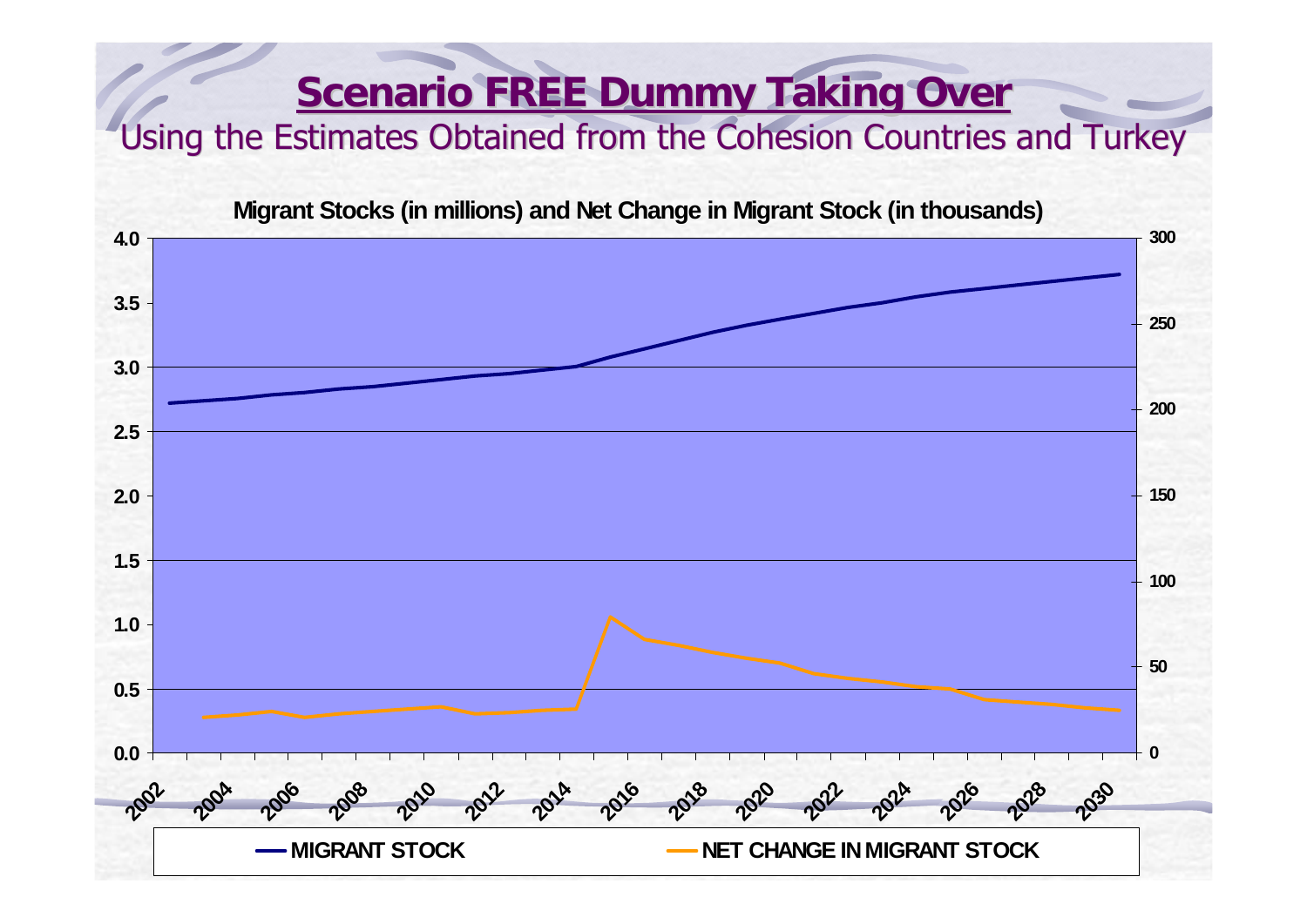# Scenario FREE Dummy Taking Over

## Using the Estimates Obtained from the Cohesion Countries and Turkey

**Migrant Stocks (in millions) and Net Change in Migrant Stock (in thousands)**

**MIGRANT STOCK** — **NET CHANGE IN MIGRANT STOCK**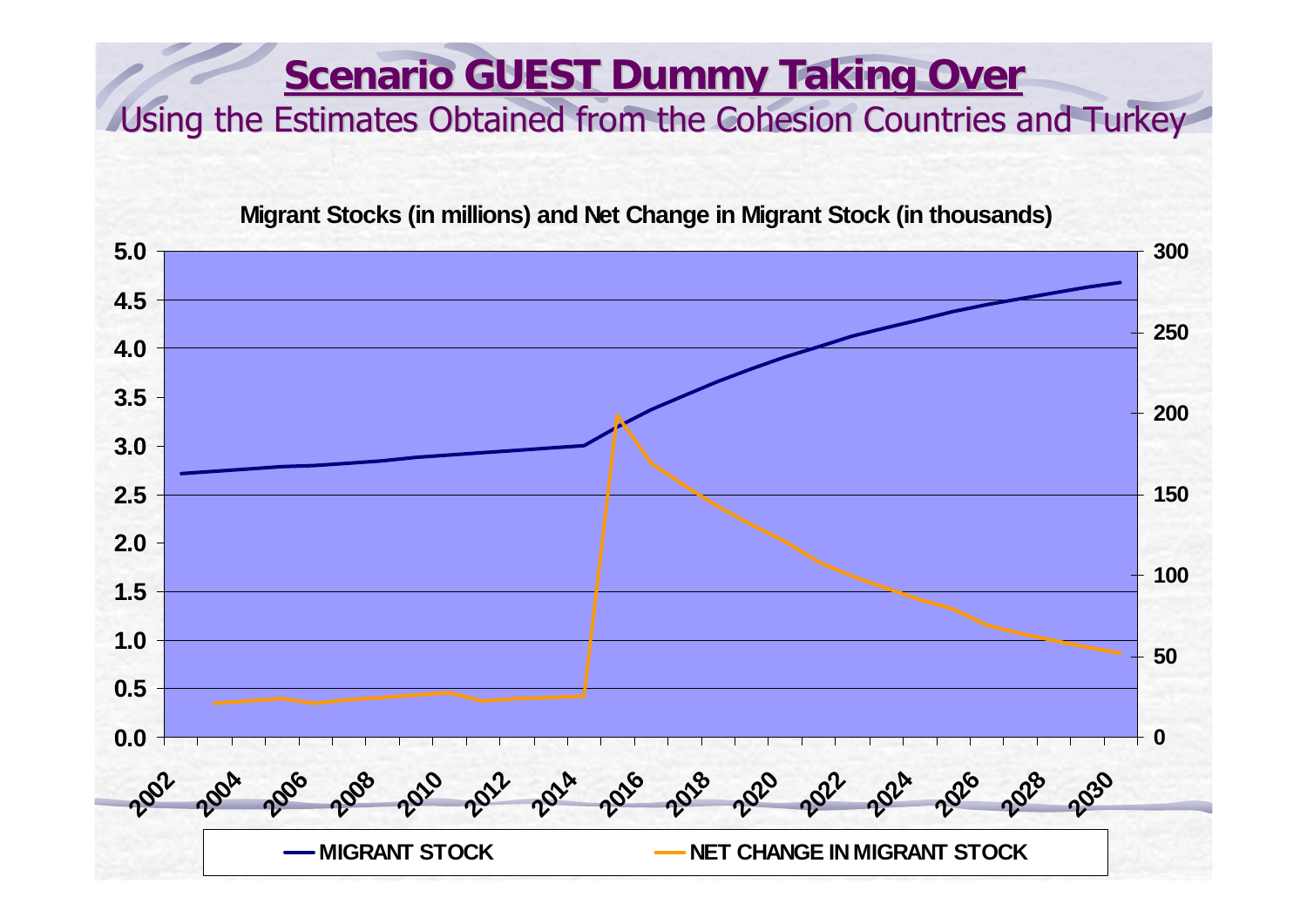# Scenario GUEST Dummy Taking Over

Using the Estimates Obtained from the Cohesion Countries and Turkey

**Migrant Stocks (in millions) and Net Change in Migrant Stock (in thousands)**

MIGRANT STOCK — NET CHANGE IN MIGRANT STOCK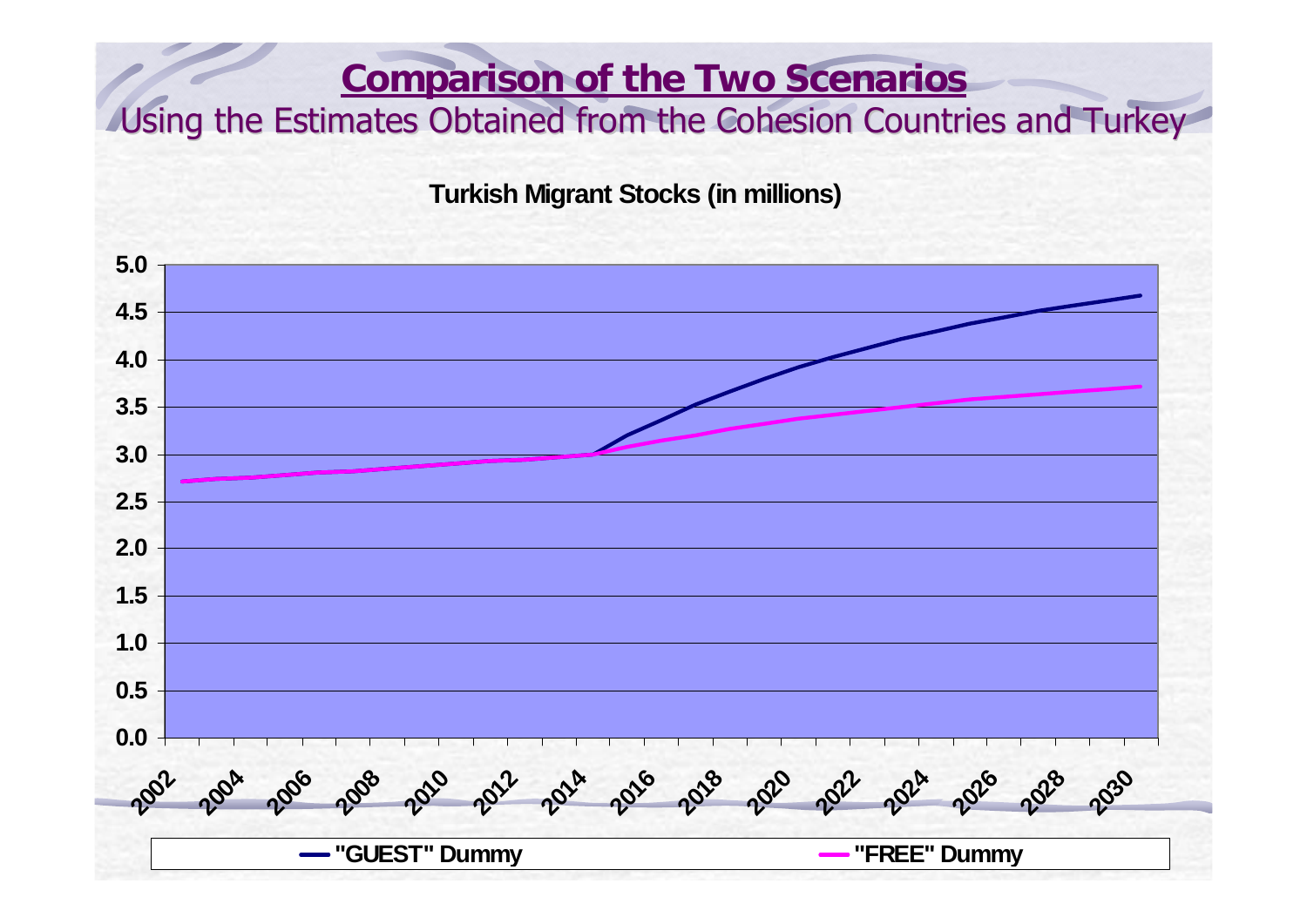# Comparison of the Two Scenarios

## Using the Estimates Obtained from the Cohesion Countries and Turkey

**Turkish Migrant Stocks (in millions)**

Y-axis: 0.0, 0.5, 1.0, 1.5, 2.0, 2.5, 3.0, 3.5, 4.0, 4.5, 5.0

X-axis: 2002, 2004, 2006, 2008, 2010, 2012, 2014, 2016, 2018, 2020, 2022, 2024, 2026, 2028, 2030

Legend: "GUEST" Dummy; "FREE" Dummy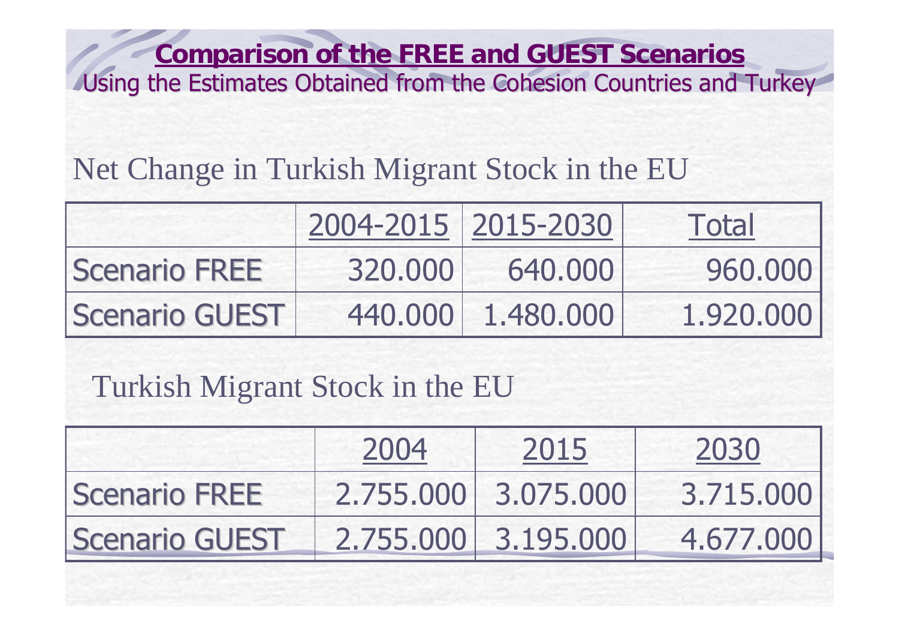## Comparison of the FREE and GUEST Scenarios

Using the Estimates Obtained from the Cohesion Countries and Turkey

### Net Change in Turkish Migrant Stock in the EU

| | 2004-2015 | 2015-2030 | Total |
|---|---|---|---|
| Scenario FREE | 320.000 | 640.000 | 960.000 |
| Scenario GUEST | 440.000 | 1.480.000 | 1.920.000 |

### Turkish Migrant Stock in the EU

| | 2004 | 2015 | 2030 |
|---|---|---|---|
| Scenario FREE | 2.755.000 | 3.075.000 | 3.715.000 |
| Scenario GUEST | 2.755.000 | 3.195.000 | 4.677.000 |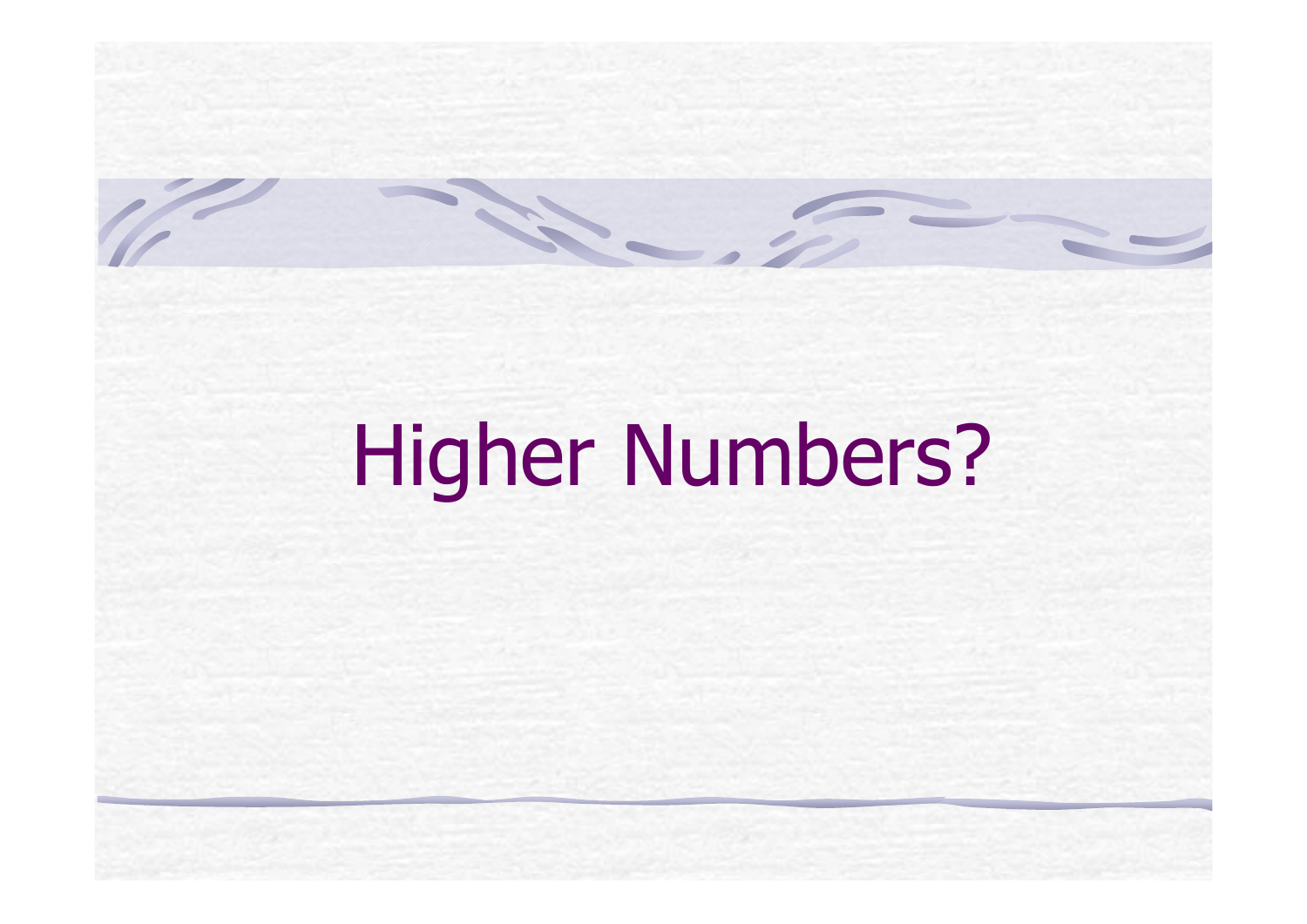# Higher Numbers?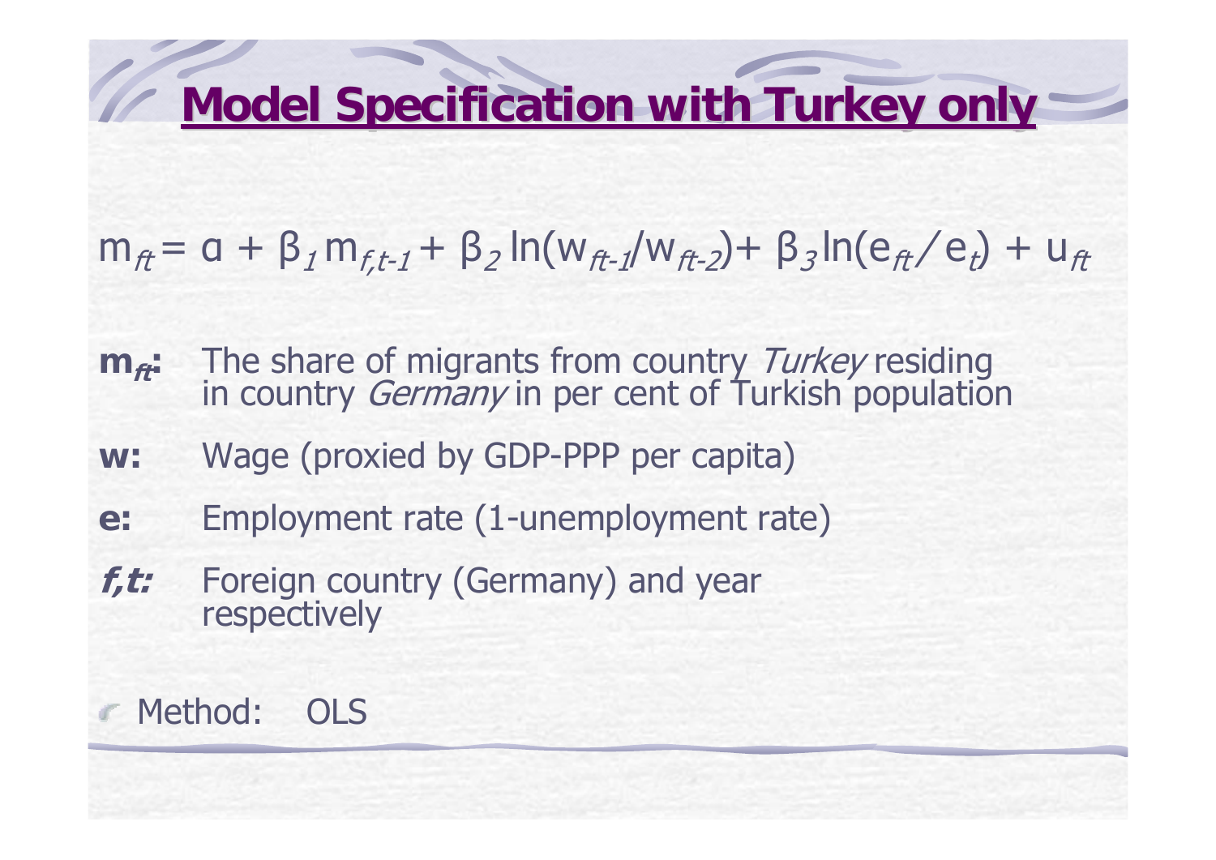# Model Specification with Turkey only

$$m_{ft} = \alpha + \beta_1 m_{f,t-1} + \beta_2 \ln(w_{ft-1}/w_{ft-2}) + \beta_3 \ln(e_{ft}/e_t) + u_{ft}$$

- **$m_{ft}$:** The share of migrants from country *Turkey* residing in country *Germany* in per cent of Turkish population
- **w:** Wage (proxied by GDP-PPP per capita)
- **e:** Employment rate (1-unemployment rate)
- ***f,t:*** Foreign country (Germany) and year respectively

- Method: OLS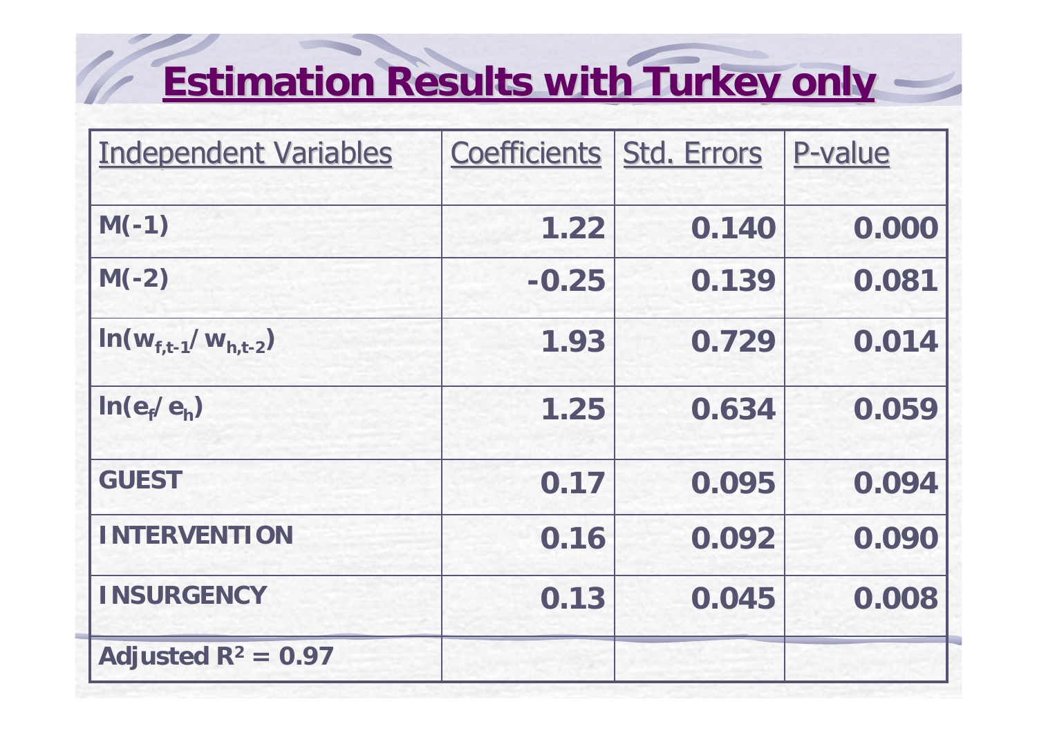# Estimation Results with Turkey only

| Independent Variables | Coefficients | Std. Errors | P-value |
|---|---|---|---|
| **M(-1)** | **1.22** | **0.140** | **0.000** |
| **M(-2)** | **-0.25** | **0.139** | **0.081** |
| $\ln(w_{f,t-1}/w_{h,t-2})$ | **1.93** | **0.729** | **0.014** |
| $\ln(e_f/e_h)$ | **1.25** | **0.634** | **0.059** |
| **GUEST** | **0.17** | **0.095** | **0.094** |
| **INTERVENTION** | **0.16** | **0.092** | **0.090** |
| **INSURGENCY** | **0.13** | **0.045** | **0.008** |
| **Adjusted $R^2$ = 0.97** | | | |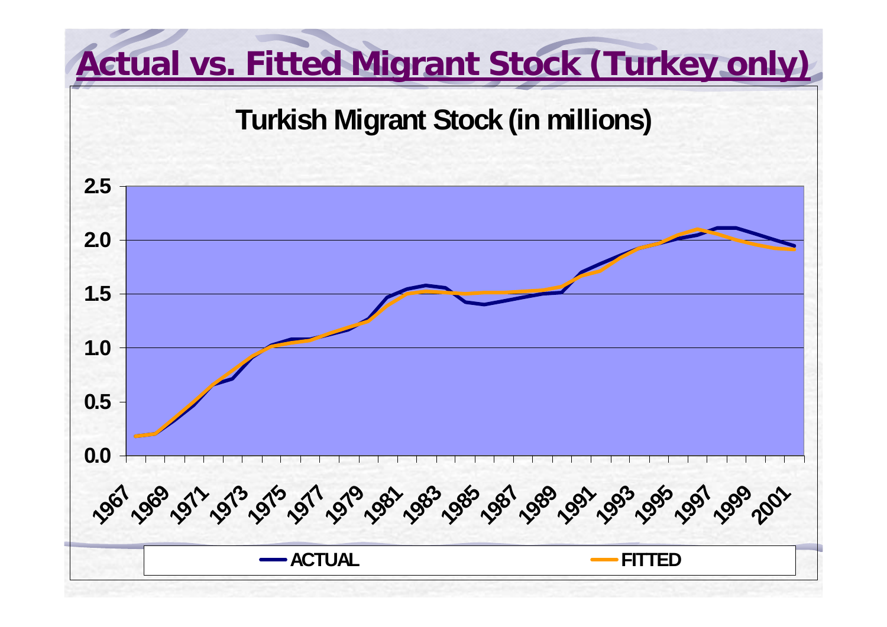# Actual vs. Fitted Migrant Stock (Turkey only)

**Turkish Migrant Stock (in millions)**

Y-axis: 0.0, 0.5, 1.0, 1.5, 2.0, 2.5

X-axis: 1967, 1969, 1971, 1973, 1975, 1977, 1979, 1981, 1983, 1985, 1987, 1989, 1991, 1993, 1995, 1997, 1999, 2001

Legend: ACTUAL, FITTED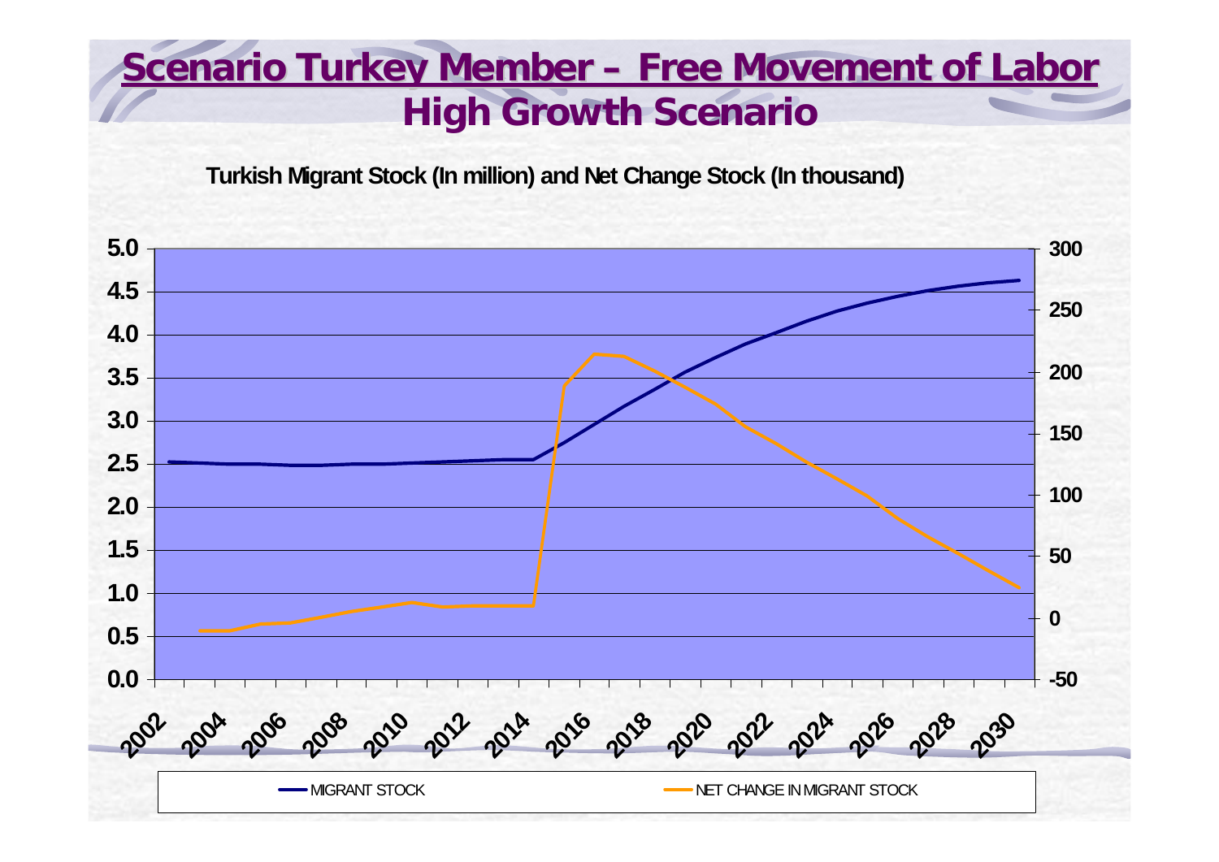# Scenario Turkey Member – Free Movement of Labor
## High Growth Scenario

**Turkish Migrant Stock (In million) and Net Change Stock (In thousand)**

Left axis: 0.0, 0.5, 1.0, 1.5, 2.0, 2.5, 3.0, 3.5, 4.0, 4.5, 5.0

Right axis: -50, 0, 50, 100, 150, 200, 250, 300

X-axis: 2002, 2004, 2006, 2008, 2010, 2012, 2014, 2016, 2018, 2020, 2022, 2024, 2026, 2028, 2030

Legend: MIGRANT STOCK; NET CHANGE IN MIGRANT STOCK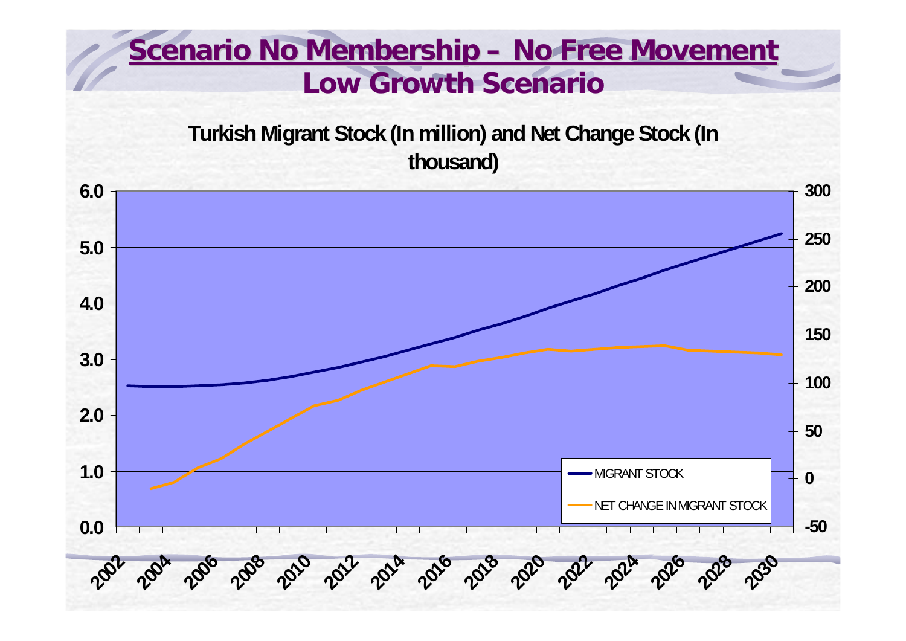# Scenario No Membership – No Free Movement
## Low Growth Scenario

**Turkish Migrant Stock (In million) and Net Change Stock (In thousand)**

Left axis: 0.0, 1.0, 2.0, 3.0, 4.0, 5.0, 6.0

Right axis: -50, 0, 50, 100, 150, 200, 250, 300

X axis: 2002, 2004, 2006, 2008, 2010, 2012, 2014, 2016, 2018, 2020, 2022, 2024, 2026, 2028, 2030

Legend:
- MIGRANT STOCK
- NET CHANGE IN MIGRANT STOCK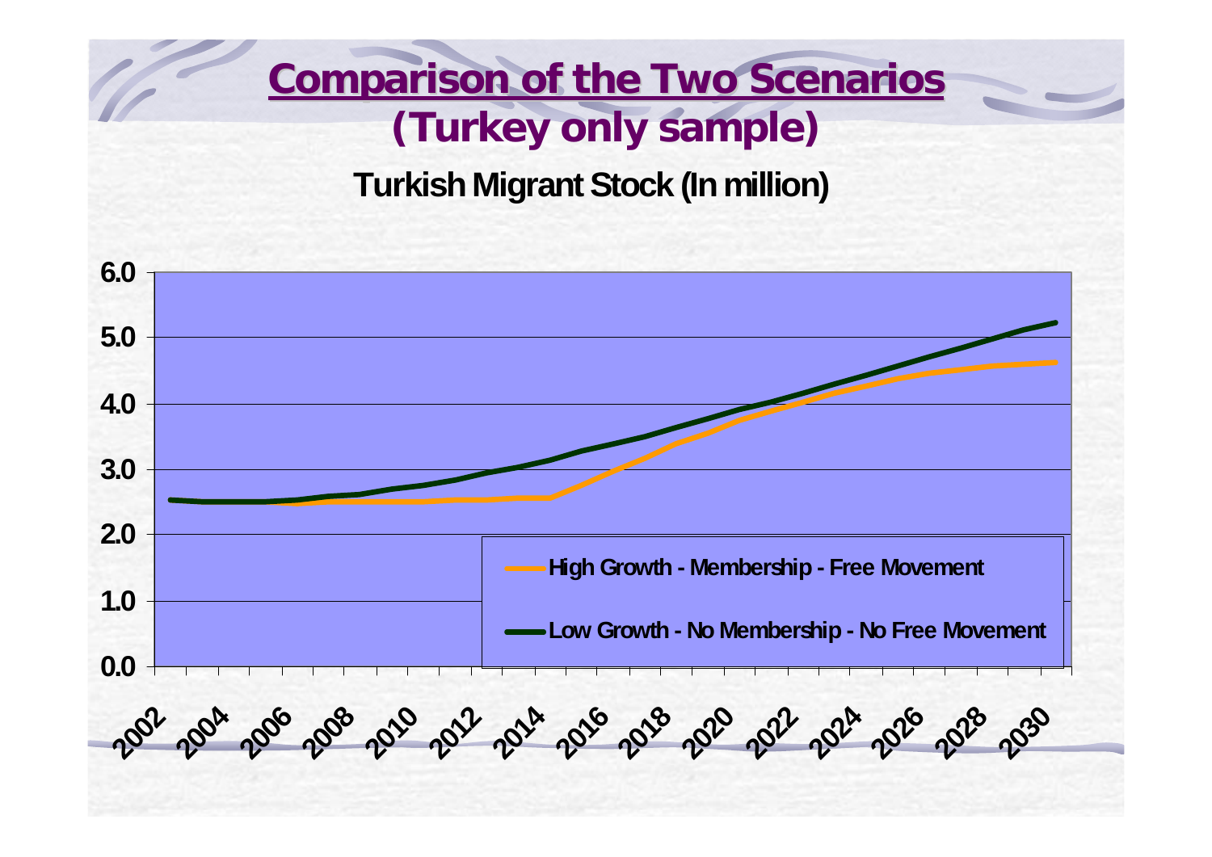# Comparison of the Two Scenarios
## (Turkey only sample)

**Turkish Migrant Stock (In million)**

6.0
5.0
4.0
3.0
2.0
1.0
0.0

2002 2004 2006 2008 2010 2012 2014 2016 2018 2020 2022 2024 2026 2028 2030

High Growth - Membership - Free Movement

Low Growth - No Membership - No Free Movement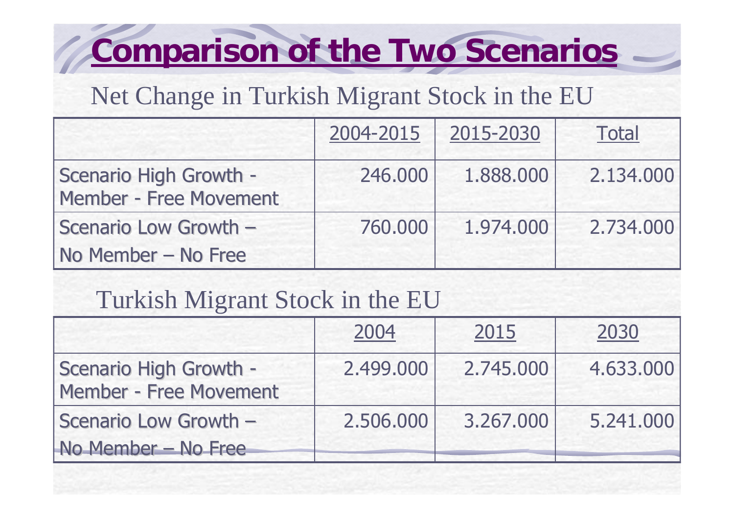# Comparison of the Two Scenarios

## Net Change in Turkish Migrant Stock in the EU

| | 2004-2015 | 2015-2030 | Total |
|---|---|---|---|
| Scenario High Growth - Member - Free Movement | 246.000 | 1.888.000 | 2.134.000 |
| Scenario Low Growth – No Member – No Free | 760.000 | 1.974.000 | 2.734.000 |

## Turkish Migrant Stock in the EU

| | 2004 | 2015 | 2030 |
|---|---|---|---|
| Scenario High Growth - Member - Free Movement | 2.499.000 | 2.745.000 | 4.633.000 |
| Scenario Low Growth – No Member – No Free | 2.506.000 | 3.267.000 | 5.241.000 |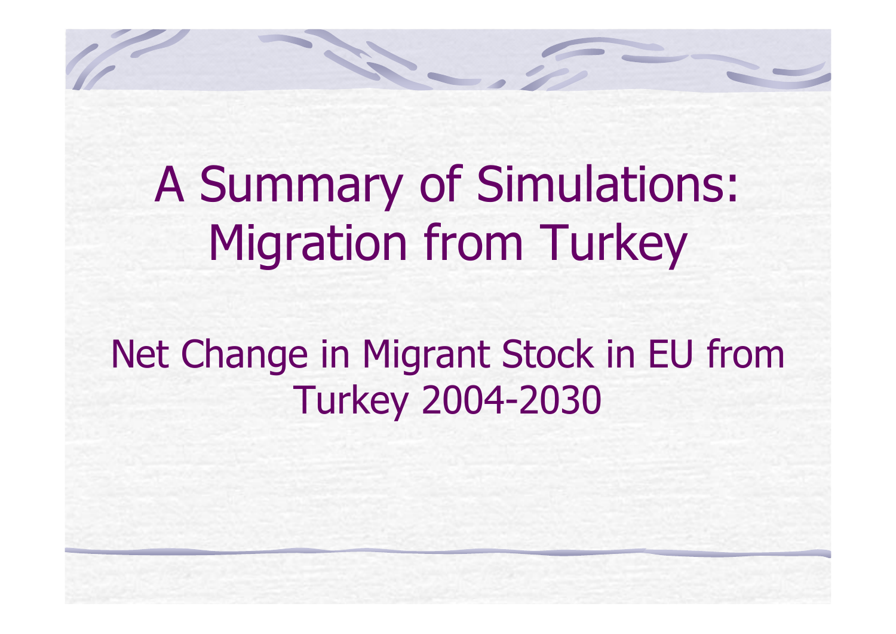# A Summary of Simulations: Migration from Turkey

## Net Change in Migrant Stock in EU from Turkey 2004-2030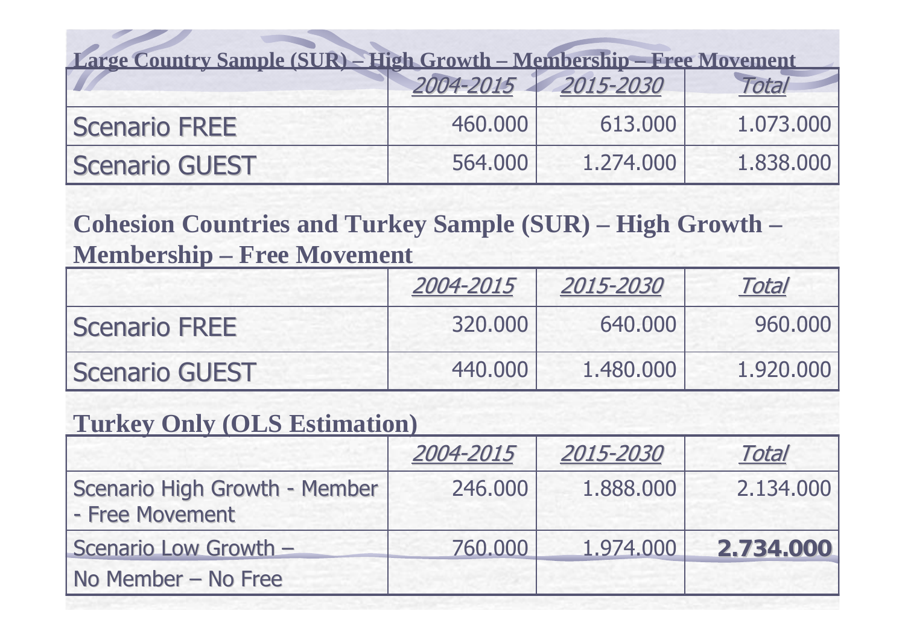**Large Country Sample (SUR) – High Growth – Membership – Free Movement**

| | *2004-2015* | *2015-2030* | *Total* |
|---|---|---|---|
| Scenario FREE | 460.000 | 613.000 | 1.073.000 |
| Scenario GUEST | 564.000 | 1.274.000 | 1.838.000 |

**Cohesion Countries and Turkey Sample (SUR) – High Growth – Membership – Free Movement**

| | *2004-2015* | *2015-2030* | *Total* |
|---|---|---|---|
| Scenario FREE | 320.000 | 640.000 | 960.000 |
| Scenario GUEST | 440.000 | 1.480.000 | 1.920.000 |

**Turkey Only (OLS Estimation)**

| | *2004-2015* | *2015-2030* | *Total* |
|---|---|---|---|
| Scenario High Growth - Member - Free Movement | 246.000 | 1.888.000 | 2.134.000 |
| Scenario Low Growth – No Member – No Free | 760.000 | 1.974.000 | **2.734.000** |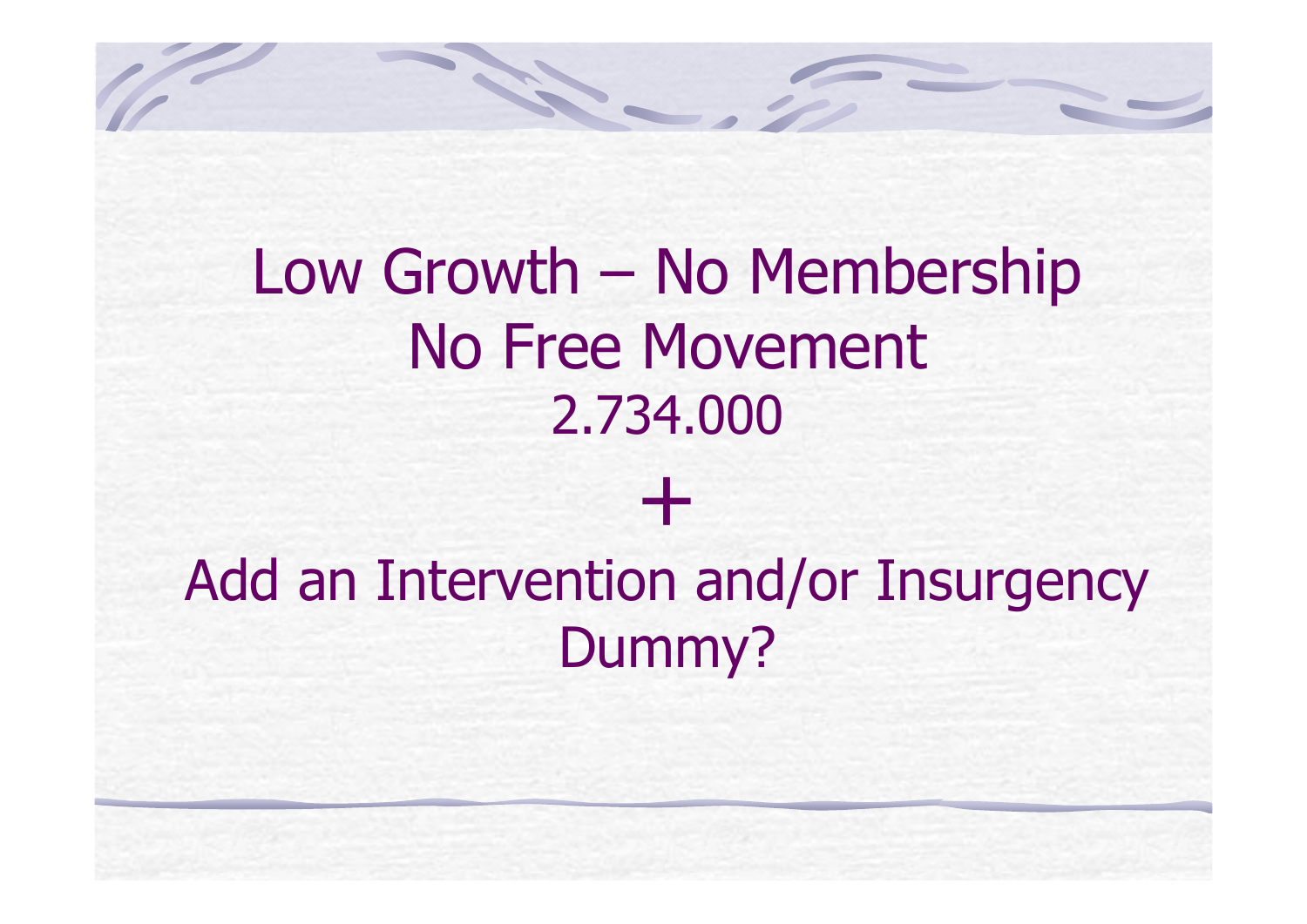# Low Growth – No Membership No Free Movement

2.734.000

+

Add an Intervention and/or Insurgency Dummy?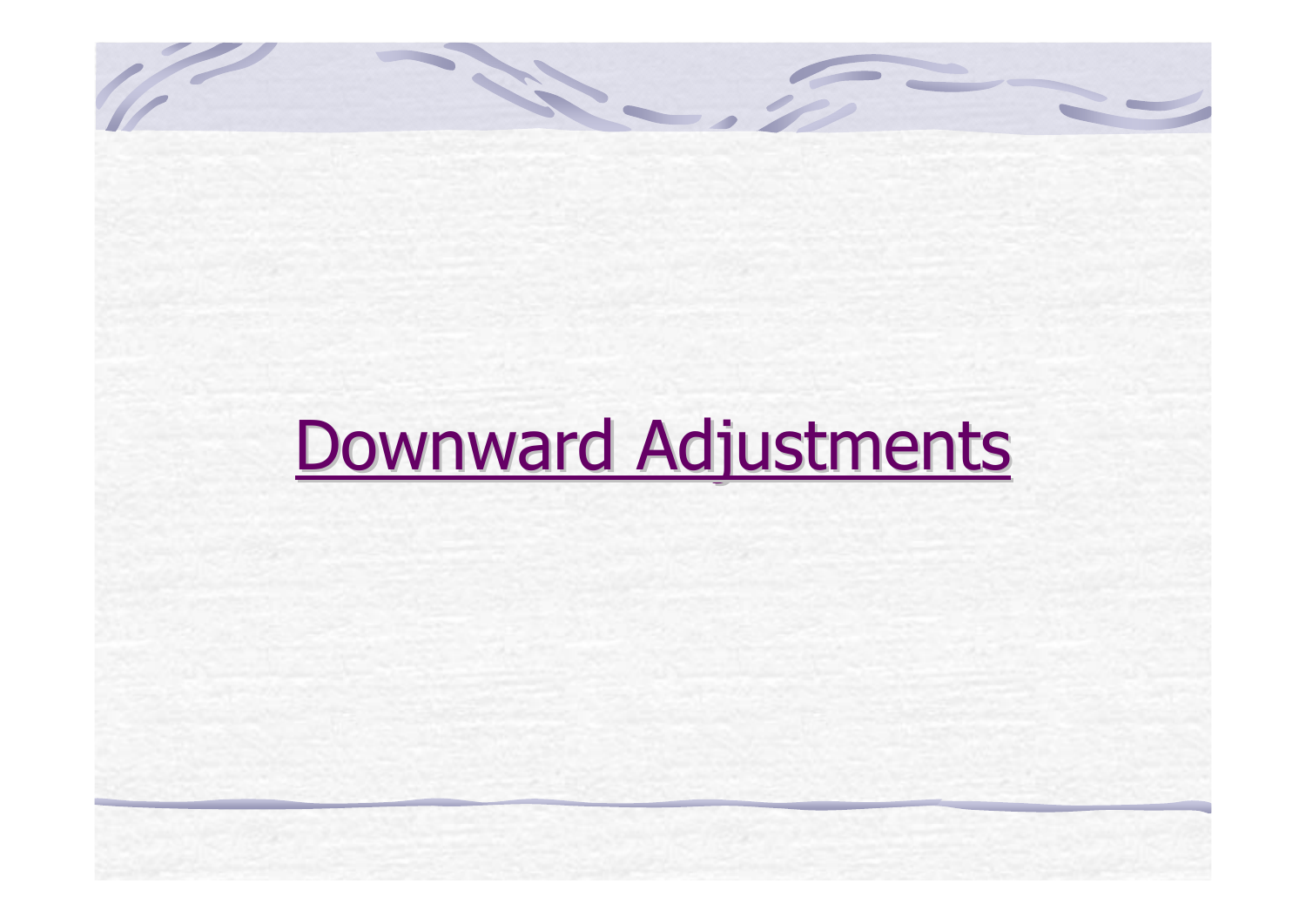# Downward Adjustments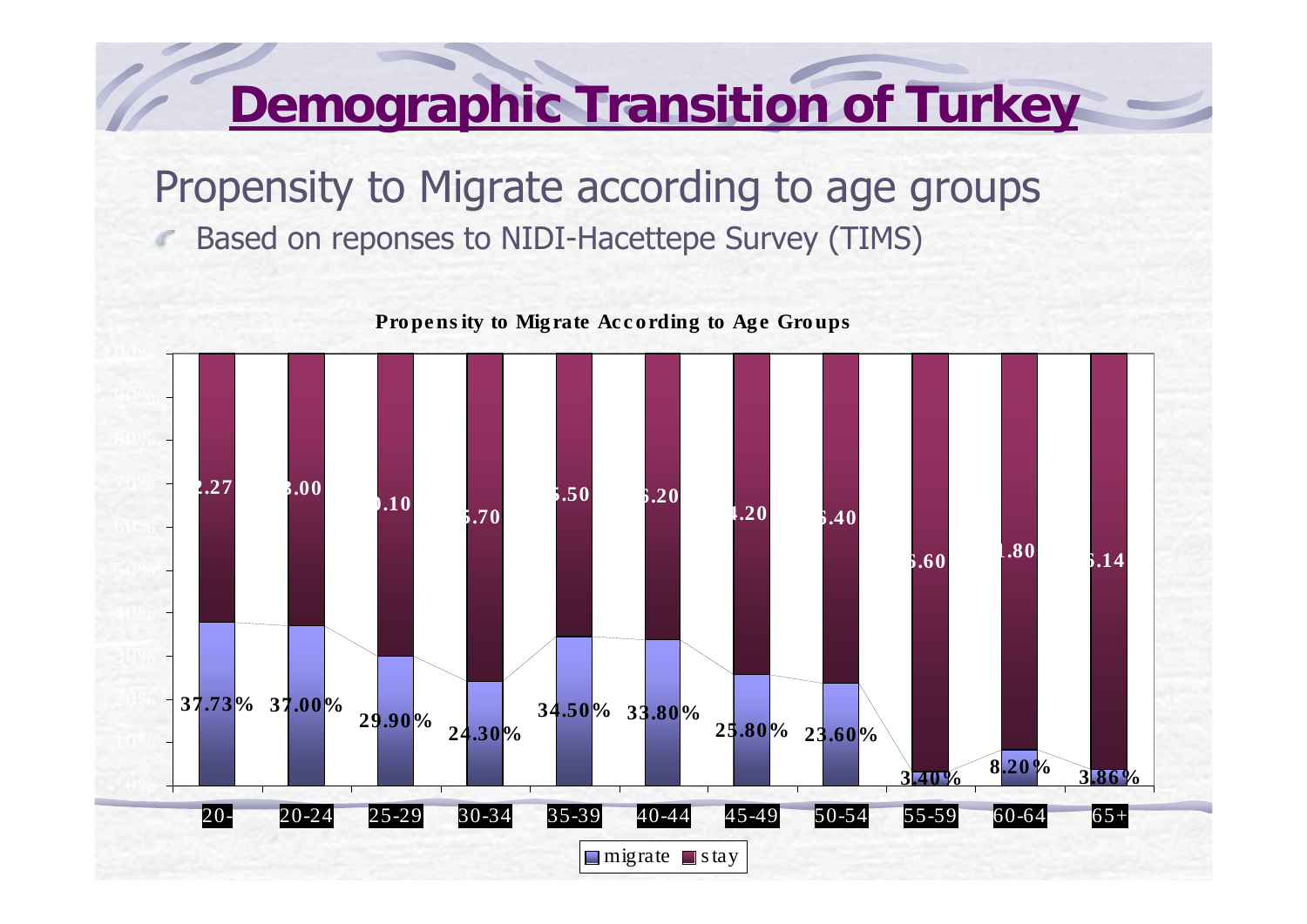# Demographic Transition of Turkey

## Propensity to Migrate according to age groups

- Based on reponses to NIDI-Hacettepe Survey (TIMS)

**Propensity to Migrate According to Age Groups**

| Age group | migrate | stay |
|---|---|---|
| 20- | 37.73% | 2.27 |
| 20-24 | 37.00% | 3.00 |
| 25-29 | 29.90% | 0.10 |
| 30-34 | 24.30% | 5.70 |
| 35-39 | 34.50% | 5.50 |
| 40-44 | 33.80% | 6.20 |
| 45-49 | 25.80% | 4.20 |
| 50-54 | 23.60% | 6.40 |
| 55-59 | 3.40% | 6.60 |
| 60-64 | 8.20% | 1.80 |
| 65+ | 3.86% | 6.14 |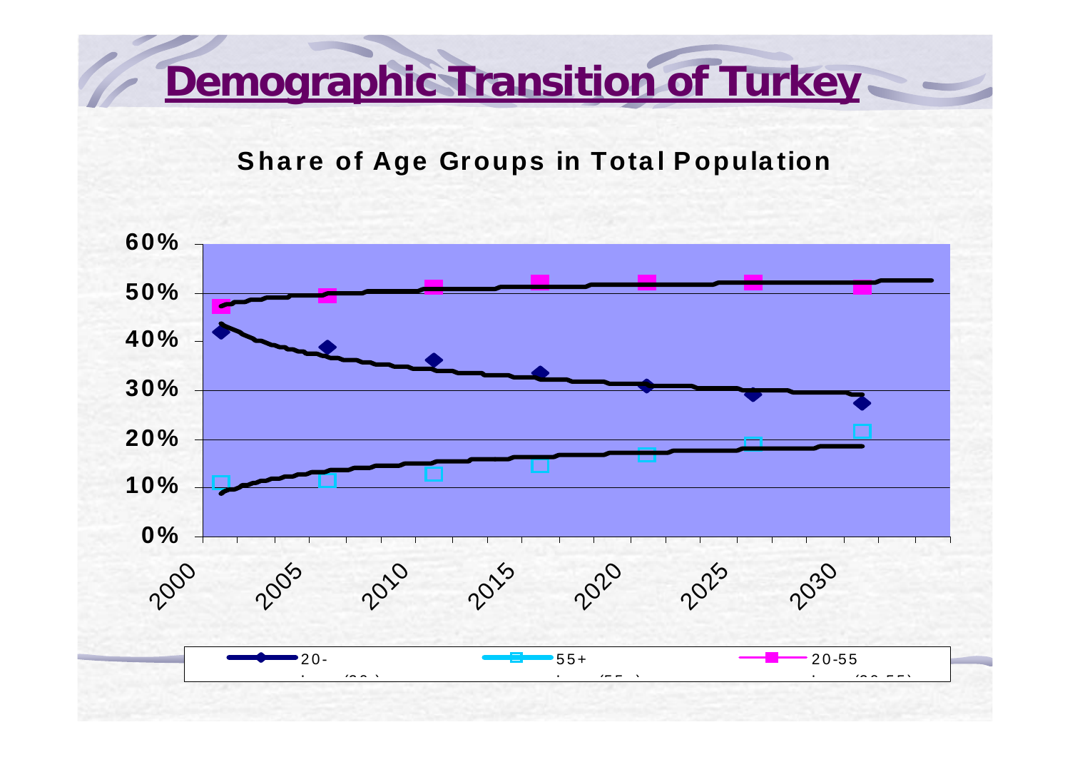# Demographic Transition of Turkey

**Share of Age Groups in Total Population**

60%
50%
40%
30%
20%
10%
0%

2000 2005 2010 2015 2020 2025 2030

20- 55+ 20-55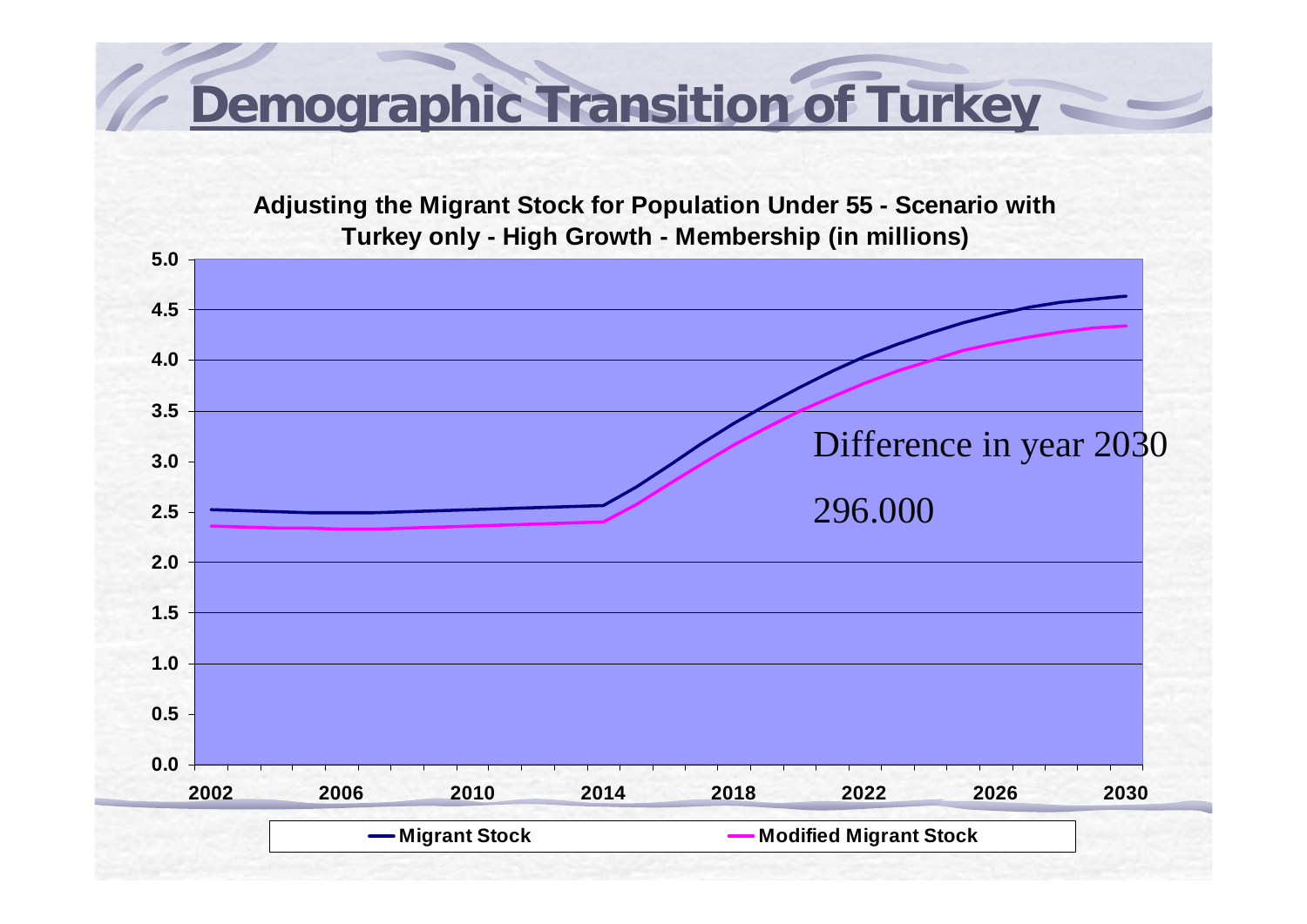# Demographic Transition of Turkey

**Adjusting the Migrant Stock for Population Under 55 - Scenario with Turkey only - High Growth - Membership (in millions)**

Difference in year 2030

296.000

Migrant Stock | Modified Migrant Stock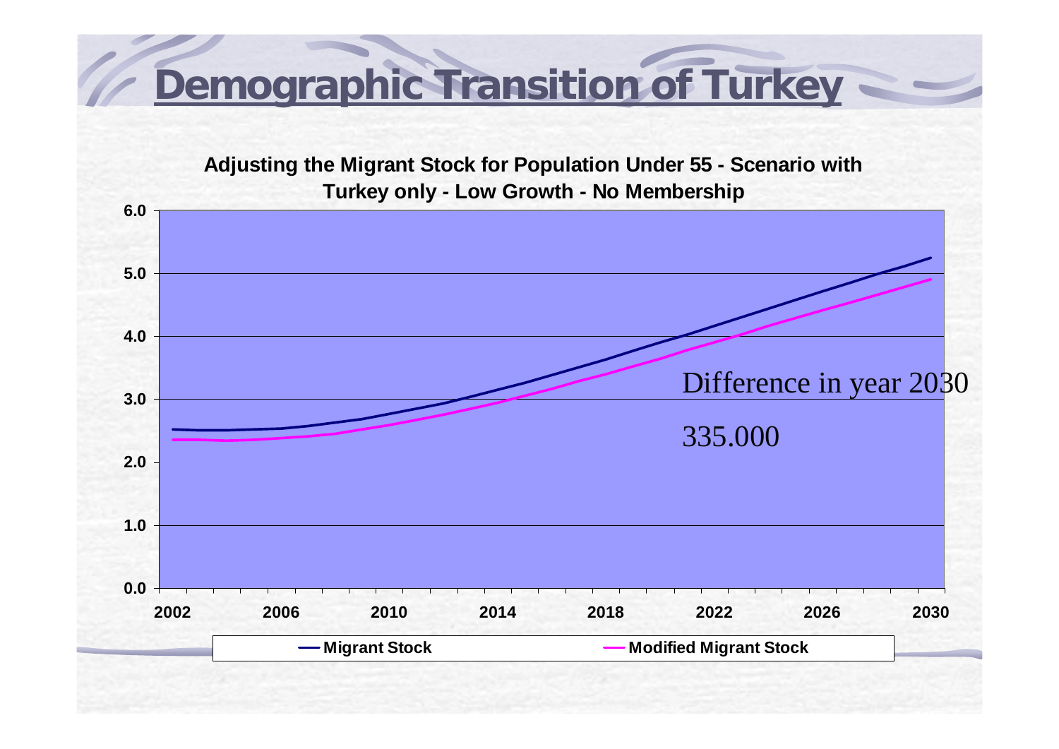# Demographic Transition of Turkey

Adjusting the Migrant Stock for Population Under 55 - Scenario with Turkey only - Low Growth - No Membership

6.0
5.0
4.0
3.0
2.0
1.0
0.0

2002 2006 2010 2014 2018 2022 2026 2030

Difference in year 2030

335.000

Migrant Stock

Modified Migrant Stock